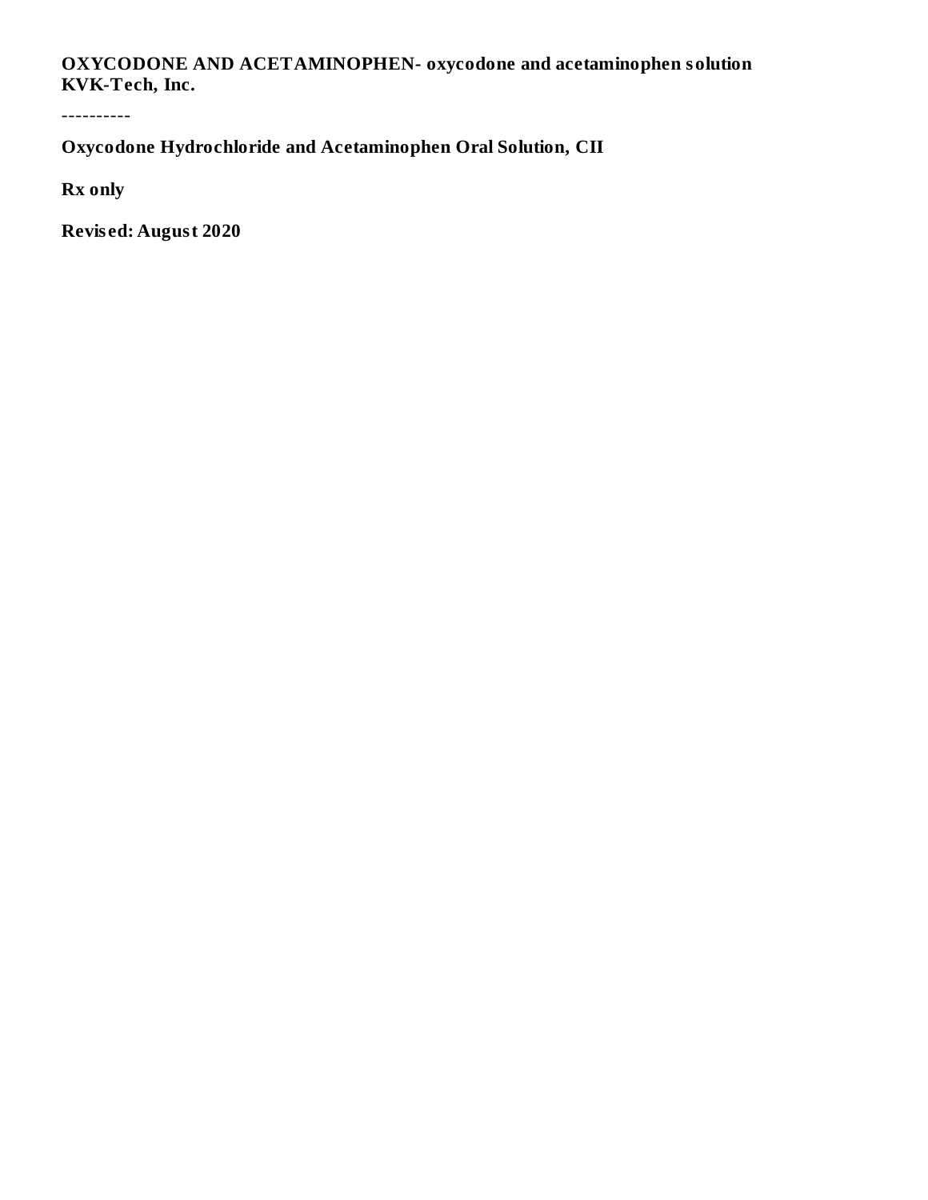**OXYCODONE AND ACETAMINOPHEN- oxycodone and acetaminophen solution**
**KVK-Tech, Inc.**

----------

**Oxycodone Hydrochloride and Acetaminophen Oral Solution, CII**

**Rx only**

**Revised: August 2020**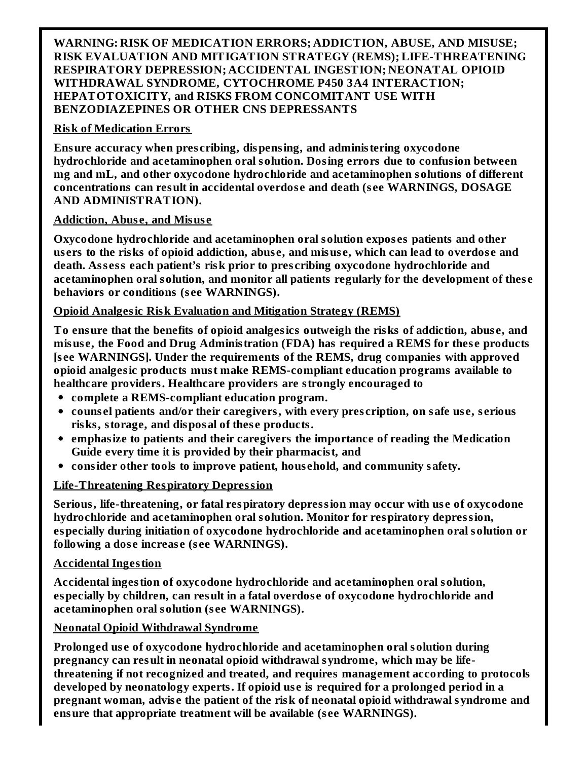**WARNING: RISK OF MEDICATION ERRORS; ADDICTION, ABUSE, AND MISUSE; RISK EVALUATION AND MITIGATION STRATEGY (REMS); LIFE-THREATENING RESPIRATORY DEPRESSION; ACCIDENTAL INGESTION; NEONATAL OPIOID WITHDRAWAL SYNDROME, CYTOCHROME P450 3A4 INTERACTION; HEPATOTOXICITY, and RISKS FROM CONCOMITANT USE WITH BENZODIAZEPINES OR OTHER CNS DEPRESSANTS**

**Risk of Medication Errors**

**Ensure accuracy when prescribing, dispensing, and administering oxycodone hydrochloride and acetaminophen oral solution. Dosing errors due to confusion between mg and mL, and other oxycodone hydrochloride and acetaminophen solutions of different concentrations can result in accidental overdose and death (see WARNINGS, DOSAGE AND ADMINISTRATION).**

**Addiction, Abuse, and Misuse**

**Oxycodone hydrochloride and acetaminophen oral solution exposes patients and other users to the risks of opioid addiction, abuse, and misuse, which can lead to overdose and death. Assess each patient's risk prior to prescribing oxycodone hydrochloride and acetaminophen oral solution, and monitor all patients regularly for the development of these behaviors or conditions (see WARNINGS).**

**Opioid Analgesic Risk Evaluation and Mitigation Strategy (REMS)**

**To ensure that the benefits of opioid analgesics outweigh the risks of addiction, abuse, and misuse, the Food and Drug Administration (FDA) has required a REMS for these products [see WARNINGS]. Under the requirements of the REMS, drug companies with approved opioid analgesic products must make REMS-compliant education programs available to healthcare providers. Healthcare providers are strongly encouraged to**

- **complete a REMS-compliant education program.**
- **counsel patients and/or their caregivers, with every prescription, on safe use, serious risks, storage, and disposal of these products.**
- **emphasize to patients and their caregivers the importance of reading the Medication Guide every time it is provided by their pharmacist, and**
- **consider other tools to improve patient, household, and community safety.**

**Life-Threatening Respiratory Depression**

**Serious, life-threatening, or fatal respiratory depression may occur with use of oxycodone hydrochloride and acetaminophen oral solution. Monitor for respiratory depression, especially during initiation of oxycodone hydrochloride and acetaminophen oral solution or following a dose increase (see WARNINGS).**

**Accidental Ingestion**

**Accidental ingestion of oxycodone hydrochloride and acetaminophen oral solution, especially by children, can result in a fatal overdose of oxycodone hydrochloride and acetaminophen oral solution (see WARNINGS).**

**Neonatal Opioid Withdrawal Syndrome**

**Prolonged use of oxycodone hydrochloride and acetaminophen oral solution during pregnancy can result in neonatal opioid withdrawal syndrome, which may be life-threatening if not recognized and treated, and requires management according to protocols developed by neonatology experts. If opioid use is required for a prolonged period in a pregnant woman, advise the patient of the risk of neonatal opioid withdrawal syndrome and ensure that appropriate treatment will be available (see WARNINGS).**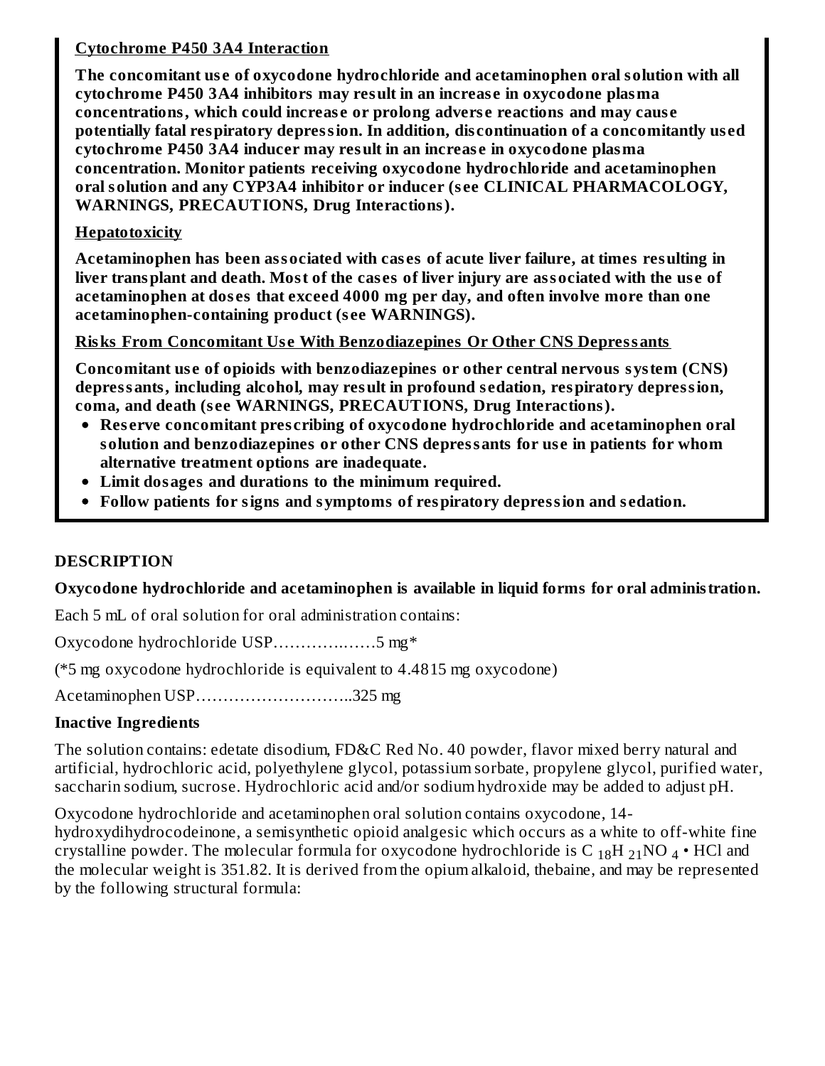**Cytochrome P450 3A4 Interaction**

**The concomitant use of oxycodone hydrochloride and acetaminophen oral solution with all cytochrome P450 3A4 inhibitors may result in an increase in oxycodone plasma concentrations, which could increase or prolong adverse reactions and may cause potentially fatal respiratory depression. In addition, discontinuation of a concomitantly used cytochrome P450 3A4 inducer may result in an increase in oxycodone plasma concentration. Monitor patients receiving oxycodone hydrochloride and acetaminophen oral solution and any CYP3A4 inhibitor or inducer (see CLINICAL PHARMACOLOGY, WARNINGS, PRECAUTIONS, Drug Interactions).**

**Hepatotoxicity**

**Acetaminophen has been associated with cases of acute liver failure, at times resulting in liver transplant and death. Most of the cases of liver injury are associated with the use of acetaminophen at doses that exceed 4000 mg per day, and often involve more than one acetaminophen-containing product (see WARNINGS).**

**Risks From Concomitant Use With Benzodiazepines Or Other CNS Depressants**

**Concomitant use of opioids with benzodiazepines or other central nervous system (CNS) depressants, including alcohol, may result in profound sedation, respiratory depression, coma, and death (see WARNINGS, PRECAUTIONS, Drug Interactions).**

- **Reserve concomitant prescribing of oxycodone hydrochloride and acetaminophen oral solution and benzodiazepines or other CNS depressants for use in patients for whom alternative treatment options are inadequate.**
- **Limit dosages and durations to the minimum required.**
- **Follow patients for signs and symptoms of respiratory depression and sedation.**

## DESCRIPTION

**Oxycodone hydrochloride and acetaminophen is available in liquid forms for oral administration.**

Each 5 mL of oral solution for oral administration contains:

Oxycodone hydrochloride USP……………..….5 mg*

(*5 mg oxycodone hydrochloride is equivalent to 4.4815 mg oxycodone)

Acetaminophen USP………………………..325 mg

**Inactive Ingredients**

The solution contains: edetate disodium, FD&C Red No. 40 powder, flavor mixed berry natural and artificial, hydrochloric acid, polyethylene glycol, potassium sorbate, propylene glycol, purified water, saccharin sodium, sucrose. Hydrochloric acid and/or sodium hydroxide may be added to adjust pH.

Oxycodone hydrochloride and acetaminophen oral solution contains oxycodone, 14-hydroxydihydrocodeinone, a semisynthetic opioid analgesic which occurs as a white to off-white fine crystalline powder. The molecular formula for oxycodone hydrochloride is $C_{18}H_{21}NO_4 \cdot HCl$ and the molecular weight is 351.82. It is derived from the opium alkaloid, thebaine, and may be represented by the following structural formula: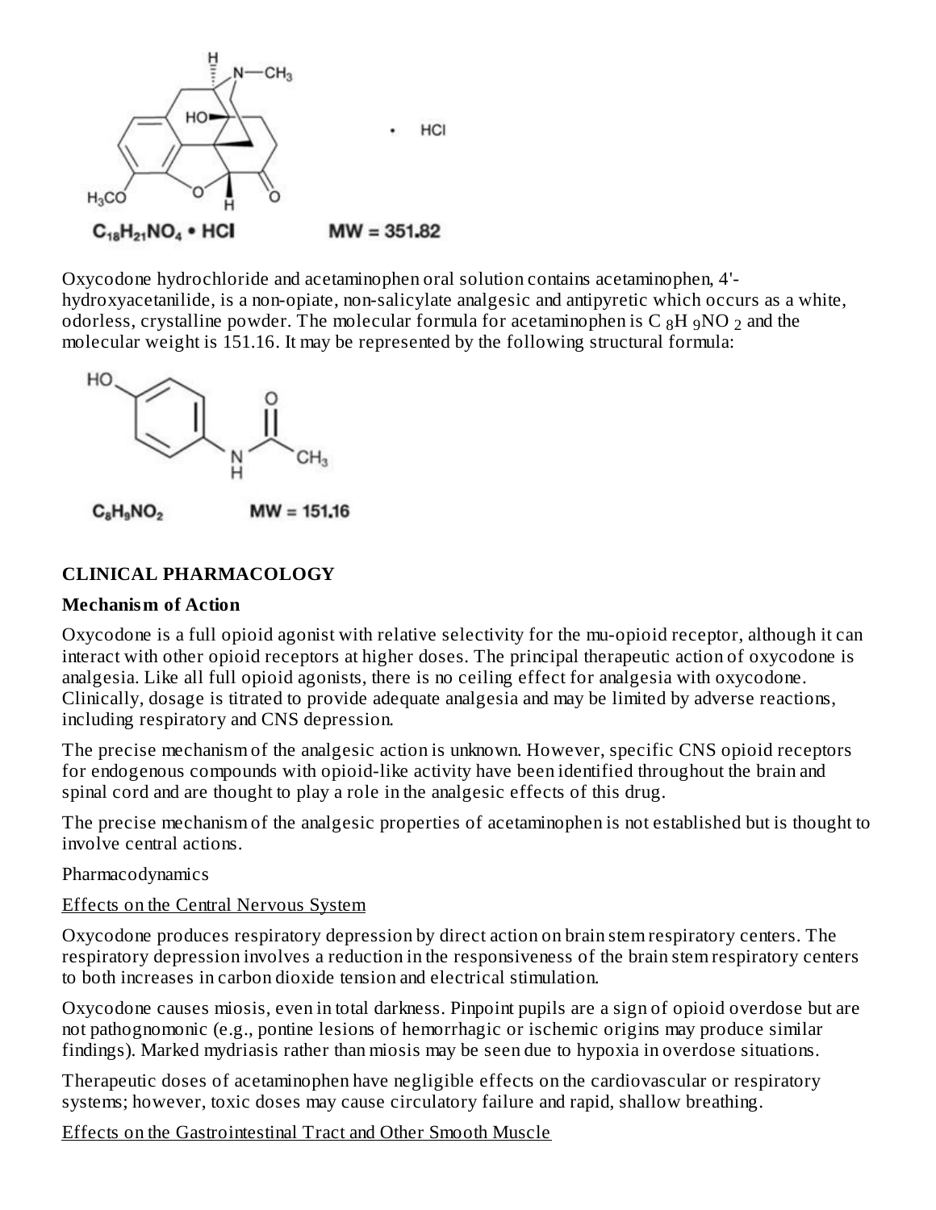$C_{18}H_{21}NO_4 \cdot HCl$ MW = 351.82

Oxycodone hydrochloride and acetaminophen oral solution contains acetaminophen, 4'-hydroxyacetanilide, is a non-opiate, non-salicylate analgesic and antipyretic which occurs as a white, odorless, crystalline powder. The molecular formula for acetaminophen is $C_8H_9NO_2$ and the molecular weight is 151.16. It may be represented by the following structural formula:

$C_8H_9NO_2$ MW = 151.16

## CLINICAL PHARMACOLOGY

### Mechanism of Action

Oxycodone is a full opioid agonist with relative selectivity for the mu-opioid receptor, although it can interact with other opioid receptors at higher doses. The principal therapeutic action of oxycodone is analgesia. Like all full opioid agonists, there is no ceiling effect for analgesia with oxycodone. Clinically, dosage is titrated to provide adequate analgesia and may be limited by adverse reactions, including respiratory and CNS depression.

The precise mechanism of the analgesic action is unknown. However, specific CNS opioid receptors for endogenous compounds with opioid-like activity have been identified throughout the brain and spinal cord and are thought to play a role in the analgesic effects of this drug.

The precise mechanism of the analgesic properties of acetaminophen is not established but is thought to involve central actions.

Pharmacodynamics

Effects on the Central Nervous System

Oxycodone produces respiratory depression by direct action on brain stem respiratory centers. The respiratory depression involves a reduction in the responsiveness of the brain stem respiratory centers to both increases in carbon dioxide tension and electrical stimulation.

Oxycodone causes miosis, even in total darkness. Pinpoint pupils are a sign of opioid overdose but are not pathognomonic (e.g., pontine lesions of hemorrhagic or ischemic origins may produce similar findings). Marked mydriasis rather than miosis may be seen due to hypoxia in overdose situations.

Therapeutic doses of acetaminophen have negligible effects on the cardiovascular or respiratory systems; however, toxic doses may cause circulatory failure and rapid, shallow breathing.

Effects on the Gastrointestinal Tract and Other Smooth Muscle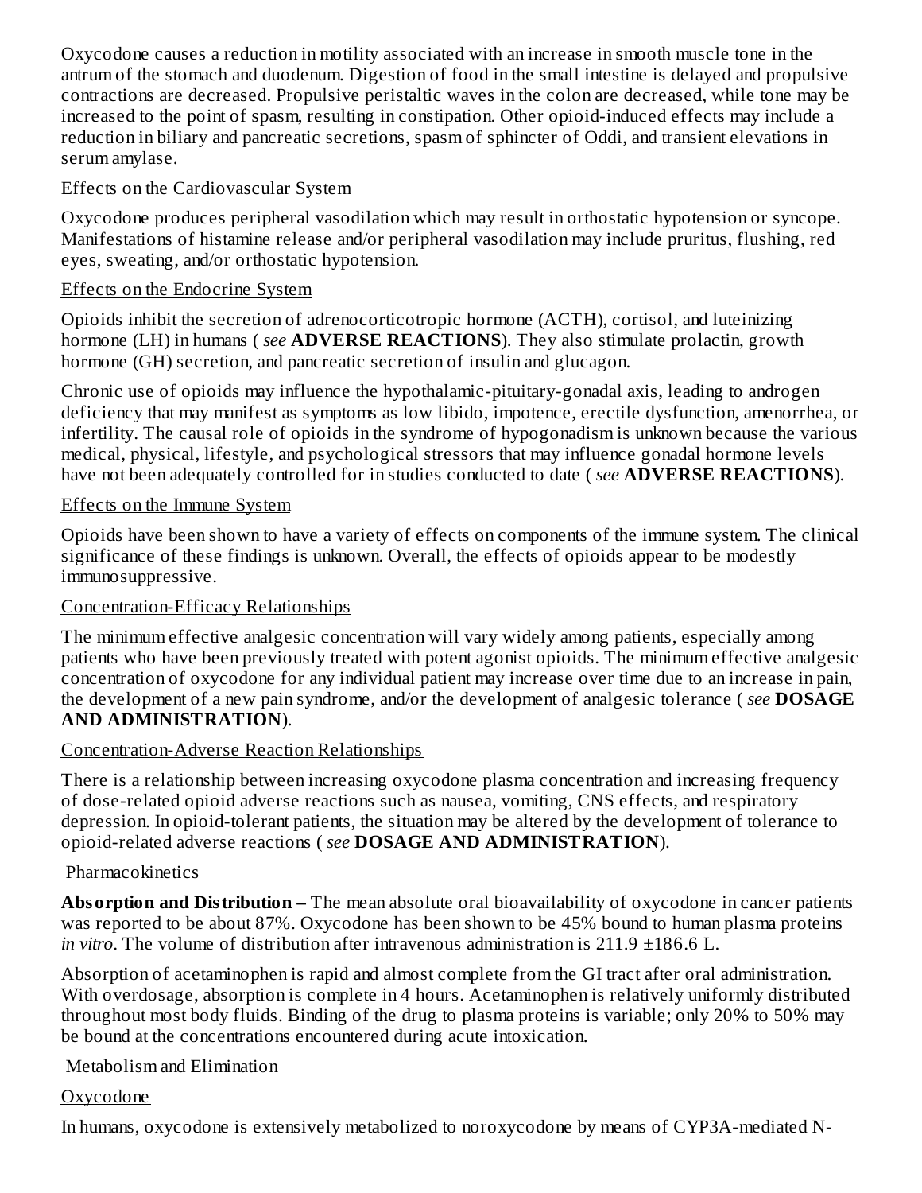Oxycodone causes a reduction in motility associated with an increase in smooth muscle tone in the antrum of the stomach and duodenum. Digestion of food in the small intestine is delayed and propulsive contractions are decreased. Propulsive peristaltic waves in the colon are decreased, while tone may be increased to the point of spasm, resulting in constipation. Other opioid-induced effects may include a reduction in biliary and pancreatic secretions, spasm of sphincter of Oddi, and transient elevations in serum amylase.

Effects on the Cardiovascular System

Oxycodone produces peripheral vasodilation which may result in orthostatic hypotension or syncope. Manifestations of histamine release and/or peripheral vasodilation may include pruritus, flushing, red eyes, sweating, and/or orthostatic hypotension.

Effects on the Endocrine System

Opioids inhibit the secretion of adrenocorticotropic hormone (ACTH), cortisol, and luteinizing hormone (LH) in humans ( *see* **ADVERSE REACTIONS**). They also stimulate prolactin, growth hormone (GH) secretion, and pancreatic secretion of insulin and glucagon.

Chronic use of opioids may influence the hypothalamic-pituitary-gonadal axis, leading to androgen deficiency that may manifest as symptoms as low libido, impotence, erectile dysfunction, amenorrhea, or infertility. The causal role of opioids in the syndrome of hypogonadism is unknown because the various medical, physical, lifestyle, and psychological stressors that may influence gonadal hormone levels have not been adequately controlled for in studies conducted to date ( *see* **ADVERSE REACTIONS**).

Effects on the Immune System

Opioids have been shown to have a variety of effects on components of the immune system. The clinical significance of these findings is unknown. Overall, the effects of opioids appear to be modestly immunosuppressive.

Concentration-Efficacy Relationships

The minimum effective analgesic concentration will vary widely among patients, especially among patients who have been previously treated with potent agonist opioids. The minimum effective analgesic concentration of oxycodone for any individual patient may increase over time due to an increase in pain, the development of a new pain syndrome, and/or the development of analgesic tolerance ( *see* **DOSAGE AND ADMINISTRATION**).

Concentration-Adverse Reaction Relationships

There is a relationship between increasing oxycodone plasma concentration and increasing frequency of dose-related opioid adverse reactions such as nausea, vomiting, CNS effects, and respiratory depression. In opioid-tolerant patients, the situation may be altered by the development of tolerance to opioid-related adverse reactions ( *see* **DOSAGE AND ADMINISTRATION**).

Pharmacokinetics

**Absorption and Distribution –** The mean absolute oral bioavailability of oxycodone in cancer patients was reported to be about 87%. Oxycodone has been shown to be 45% bound to human plasma proteins *in vitro*. The volume of distribution after intravenous administration is 211.9 ±186.6 L.

Absorption of acetaminophen is rapid and almost complete from the GI tract after oral administration. With overdosage, absorption is complete in 4 hours. Acetaminophen is relatively uniformly distributed throughout most body fluids. Binding of the drug to plasma proteins is variable; only 20% to 50% may be bound at the concentrations encountered during acute intoxication.

Metabolism and Elimination

Oxycodone

In humans, oxycodone is extensively metabolized to noroxycodone by means of CYP3A-mediated N-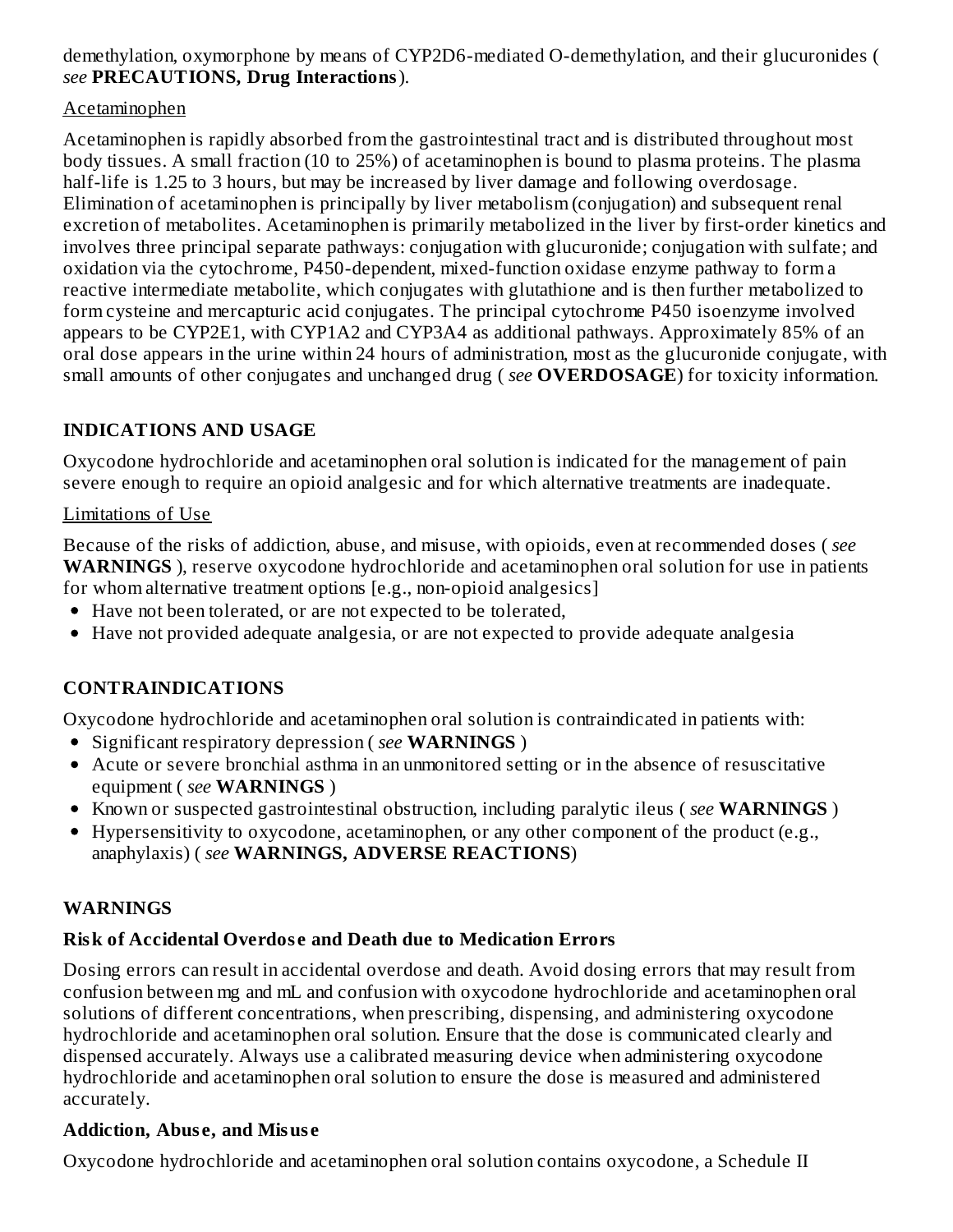demethylation, oxymorphone by means of CYP2D6-mediated O-demethylation, and their glucuronides ( *see* **PRECAUTIONS, Drug Interactions**).

Acetaminophen

Acetaminophen is rapidly absorbed from the gastrointestinal tract and is distributed throughout most body tissues. A small fraction (10 to 25%) of acetaminophen is bound to plasma proteins. The plasma half-life is 1.25 to 3 hours, but may be increased by liver damage and following overdosage. Elimination of acetaminophen is principally by liver metabolism (conjugation) and subsequent renal excretion of metabolites. Acetaminophen is primarily metabolized in the liver by first-order kinetics and involves three principal separate pathways: conjugation with glucuronide; conjugation with sulfate; and oxidation via the cytochrome, P450-dependent, mixed-function oxidase enzyme pathway to form a reactive intermediate metabolite, which conjugates with glutathione and is then further metabolized to form cysteine and mercapturic acid conjugates. The principal cytochrome P450 isoenzyme involved appears to be CYP2E1, with CYP1A2 and CYP3A4 as additional pathways. Approximately 85% of an oral dose appears in the urine within 24 hours of administration, most as the glucuronide conjugate, with small amounts of other conjugates and unchanged drug ( *see* **OVERDOSAGE**) for toxicity information.

## INDICATIONS AND USAGE

Oxycodone hydrochloride and acetaminophen oral solution is indicated for the management of pain severe enough to require an opioid analgesic and for which alternative treatments are inadequate.

Limitations of Use

Because of the risks of addiction, abuse, and misuse, with opioids, even at recommended doses ( *see* **WARNINGS** ), reserve oxycodone hydrochloride and acetaminophen oral solution for use in patients for whom alternative treatment options [e.g., non-opioid analgesics]

- Have not been tolerated, or are not expected to be tolerated,
- Have not provided adequate analgesia, or are not expected to provide adequate analgesia

## CONTRAINDICATIONS

Oxycodone hydrochloride and acetaminophen oral solution is contraindicated in patients with:

- Significant respiratory depression ( *see* **WARNINGS** )
- Acute or severe bronchial asthma in an unmonitored setting or in the absence of resuscitative equipment ( *see* **WARNINGS** )
- Known or suspected gastrointestinal obstruction, including paralytic ileus ( *see* **WARNINGS** )
- Hypersensitivity to oxycodone, acetaminophen, or any other component of the product (e.g., anaphylaxis) ( *see* **WARNINGS, ADVERSE REACTIONS**)

## WARNINGS

### Risk of Accidental Overdose and Death due to Medication Errors

Dosing errors can result in accidental overdose and death. Avoid dosing errors that may result from confusion between mg and mL and confusion with oxycodone hydrochloride and acetaminophen oral solutions of different concentrations, when prescribing, dispensing, and administering oxycodone hydrochloride and acetaminophen oral solution. Ensure that the dose is communicated clearly and dispensed accurately. Always use a calibrated measuring device when administering oxycodone hydrochloride and acetaminophen oral solution to ensure the dose is measured and administered accurately.

### Addiction, Abuse, and Misuse

Oxycodone hydrochloride and acetaminophen oral solution contains oxycodone, a Schedule II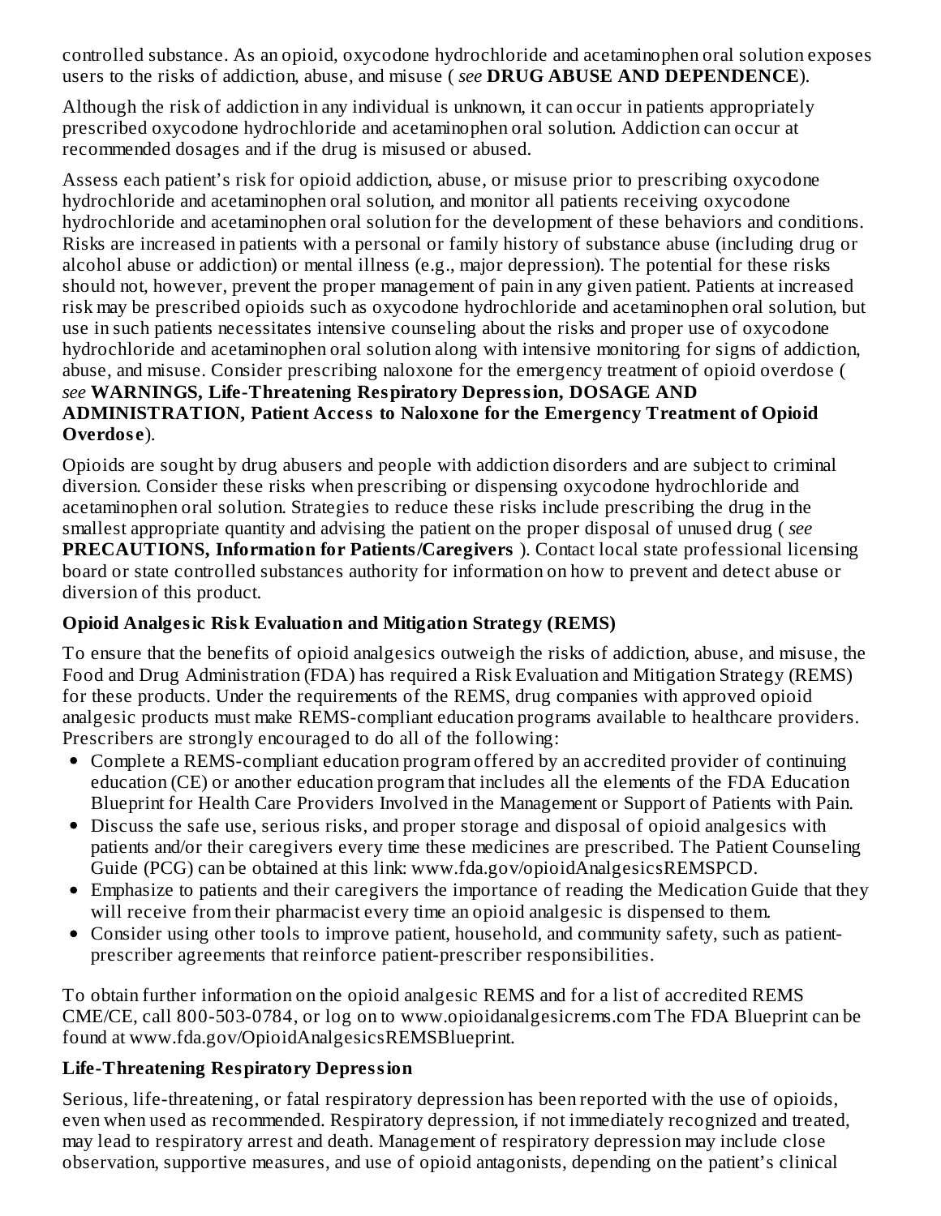controlled substance. As an opioid, oxycodone hydrochloride and acetaminophen oral solution exposes users to the risks of addiction, abuse, and misuse ( *see* **DRUG ABUSE AND DEPENDENCE**).

Although the risk of addiction in any individual is unknown, it can occur in patients appropriately prescribed oxycodone hydrochloride and acetaminophen oral solution. Addiction can occur at recommended dosages and if the drug is misused or abused.

Assess each patient's risk for opioid addiction, abuse, or misuse prior to prescribing oxycodone hydrochloride and acetaminophen oral solution, and monitor all patients receiving oxycodone hydrochloride and acetaminophen oral solution for the development of these behaviors and conditions. Risks are increased in patients with a personal or family history of substance abuse (including drug or alcohol abuse or addiction) or mental illness (e.g., major depression). The potential for these risks should not, however, prevent the proper management of pain in any given patient. Patients at increased risk may be prescribed opioids such as oxycodone hydrochloride and acetaminophen oral solution, but use in such patients necessitates intensive counseling about the risks and proper use of oxycodone hydrochloride and acetaminophen oral solution along with intensive monitoring for signs of addiction, abuse, and misuse. Consider prescribing naloxone for the emergency treatment of opioid overdose ( *see* **WARNINGS, Life-Threatening Respiratory Depression, DOSAGE AND ADMINISTRATION, Patient Access to Naloxone for the Emergency Treatment of Opioid Overdose**).

Opioids are sought by drug abusers and people with addiction disorders and are subject to criminal diversion. Consider these risks when prescribing or dispensing oxycodone hydrochloride and acetaminophen oral solution. Strategies to reduce these risks include prescribing the drug in the smallest appropriate quantity and advising the patient on the proper disposal of unused drug ( *see* **PRECAUTIONS, Information for Patients/Caregivers** ). Contact local state professional licensing board or state controlled substances authority for information on how to prevent and detect abuse or diversion of this product.

**Opioid Analgesic Risk Evaluation and Mitigation Strategy (REMS)**

To ensure that the benefits of opioid analgesics outweigh the risks of addiction, abuse, and misuse, the Food and Drug Administration (FDA) has required a Risk Evaluation and Mitigation Strategy (REMS) for these products. Under the requirements of the REMS, drug companies with approved opioid analgesic products must make REMS-compliant education programs available to healthcare providers. Prescribers are strongly encouraged to do all of the following:

- Complete a REMS-compliant education program offered by an accredited provider of continuing education (CE) or another education program that includes all the elements of the FDA Education Blueprint for Health Care Providers Involved in the Management or Support of Patients with Pain.
- Discuss the safe use, serious risks, and proper storage and disposal of opioid analgesics with patients and/or their caregivers every time these medicines are prescribed. The Patient Counseling Guide (PCG) can be obtained at this link: www.fda.gov/opioidAnalgesicsREMSPCD.
- Emphasize to patients and their caregivers the importance of reading the Medication Guide that they will receive from their pharmacist every time an opioid analgesic is dispensed to them.
- Consider using other tools to improve patient, household, and community safety, such as patient-prescriber agreements that reinforce patient-prescriber responsibilities.

To obtain further information on the opioid analgesic REMS and for a list of accredited REMS CME/CE, call 800-503-0784, or log on to www.opioidanalgesicrems.com The FDA Blueprint can be found at www.fda.gov/OpioidAnalgesicsREMSBlueprint.

**Life-Threatening Respiratory Depression**

Serious, life-threatening, or fatal respiratory depression has been reported with the use of opioids, even when used as recommended. Respiratory depression, if not immediately recognized and treated, may lead to respiratory arrest and death. Management of respiratory depression may include close observation, supportive measures, and use of opioid antagonists, depending on the patient's clinical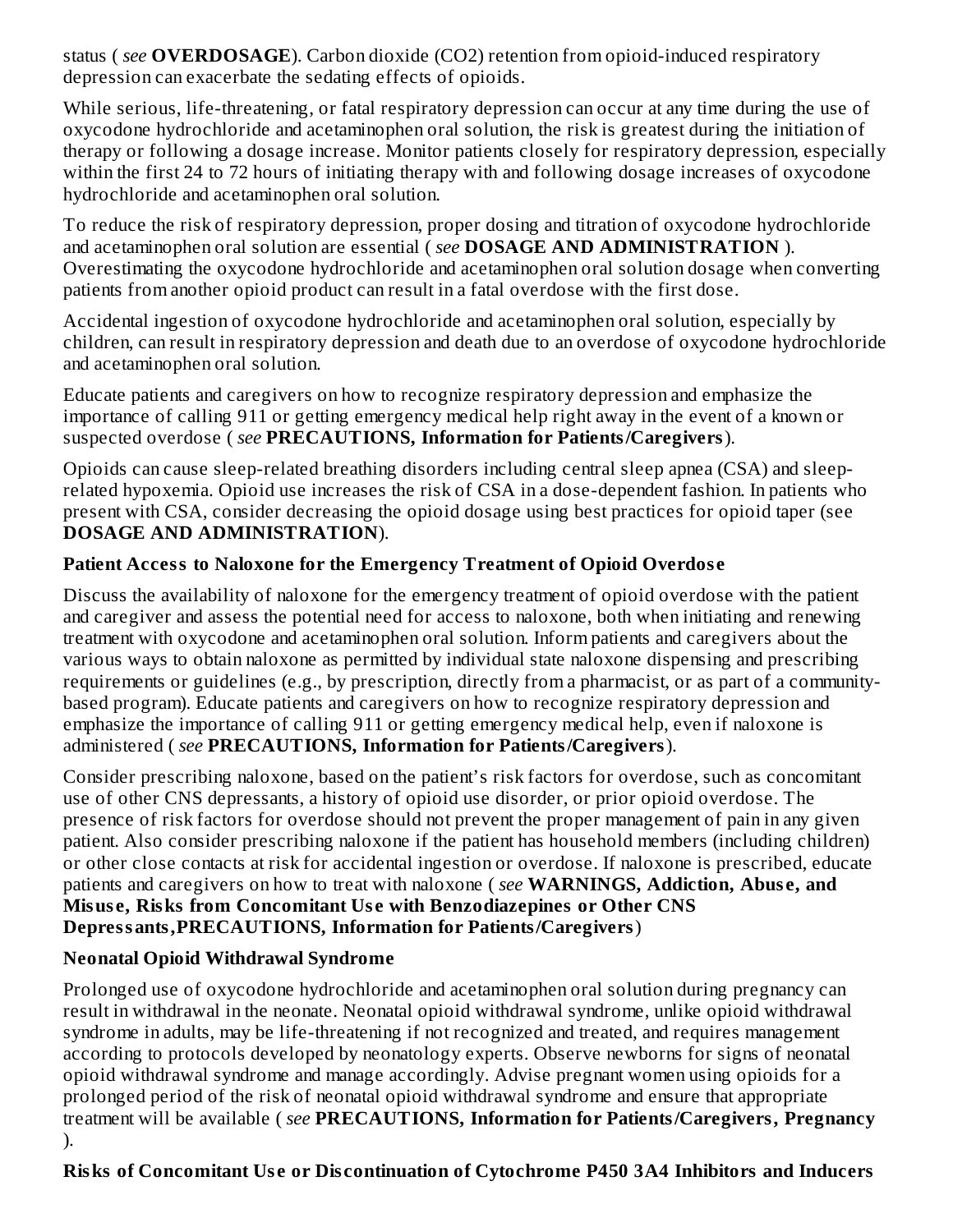status ( *see* **OVERDOSAGE**). Carbon dioxide ($CO_2$) retention from opioid-induced respiratory depression can exacerbate the sedating effects of opioids.

While serious, life-threatening, or fatal respiratory depression can occur at any time during the use of oxycodone hydrochloride and acetaminophen oral solution, the risk is greatest during the initiation of therapy or following a dosage increase. Monitor patients closely for respiratory depression, especially within the first 24 to 72 hours of initiating therapy with and following dosage increases of oxycodone hydrochloride and acetaminophen oral solution.

To reduce the risk of respiratory depression, proper dosing and titration of oxycodone hydrochloride and acetaminophen oral solution are essential ( *see* **DOSAGE AND ADMINISTRATION** ). Overestimating the oxycodone hydrochloride and acetaminophen oral solution dosage when converting patients from another opioid product can result in a fatal overdose with the first dose.

Accidental ingestion of oxycodone hydrochloride and acetaminophen oral solution, especially by children, can result in respiratory depression and death due to an overdose of oxycodone hydrochloride and acetaminophen oral solution.

Educate patients and caregivers on how to recognize respiratory depression and emphasize the importance of calling 911 or getting emergency medical help right away in the event of a known or suspected overdose ( *see* **PRECAUTIONS, Information for Patients/Caregivers**).

Opioids can cause sleep-related breathing disorders including central sleep apnea (CSA) and sleep-related hypoxemia. Opioid use increases the risk of CSA in a dose-dependent fashion. In patients who present with CSA, consider decreasing the opioid dosage using best practices for opioid taper (see **DOSAGE AND ADMINISTRATION**).

**Patient Access to Naloxone for the Emergency Treatment of Opioid Overdose**

Discuss the availability of naloxone for the emergency treatment of opioid overdose with the patient and caregiver and assess the potential need for access to naloxone, both when initiating and renewing treatment with oxycodone and acetaminophen oral solution. Inform patients and caregivers about the various ways to obtain naloxone as permitted by individual state naloxone dispensing and prescribing requirements or guidelines (e.g., by prescription, directly from a pharmacist, or as part of a community-based program). Educate patients and caregivers on how to recognize respiratory depression and emphasize the importance of calling 911 or getting emergency medical help, even if naloxone is administered ( *see* **PRECAUTIONS, Information for Patients/Caregivers**).

Consider prescribing naloxone, based on the patient's risk factors for overdose, such as concomitant use of other CNS depressants, a history of opioid use disorder, or prior opioid overdose. The presence of risk factors for overdose should not prevent the proper management of pain in any given patient. Also consider prescribing naloxone if the patient has household members (including children) or other close contacts at risk for accidental ingestion or overdose. If naloxone is prescribed, educate patients and caregivers on how to treat with naloxone ( *see* **WARNINGS, Addiction, Abuse, and Misuse, Risks from Concomitant Use with Benzodiazepines or Other CNS Depressants,PRECAUTIONS, Information for Patients/Caregivers**)

**Neonatal Opioid Withdrawal Syndrome**

Prolonged use of oxycodone hydrochloride and acetaminophen oral solution during pregnancy can result in withdrawal in the neonate. Neonatal opioid withdrawal syndrome, unlike opioid withdrawal syndrome in adults, may be life-threatening if not recognized and treated, and requires management according to protocols developed by neonatology experts. Observe newborns for signs of neonatal opioid withdrawal syndrome and manage accordingly. Advise pregnant women using opioids for a prolonged period of the risk of neonatal opioid withdrawal syndrome and ensure that appropriate treatment will be available ( *see* **PRECAUTIONS, Information for Patients/Caregivers, Pregnancy** ).

**Risks of Concomitant Use or Discontinuation of Cytochrome P450 3A4 Inhibitors and Inducers**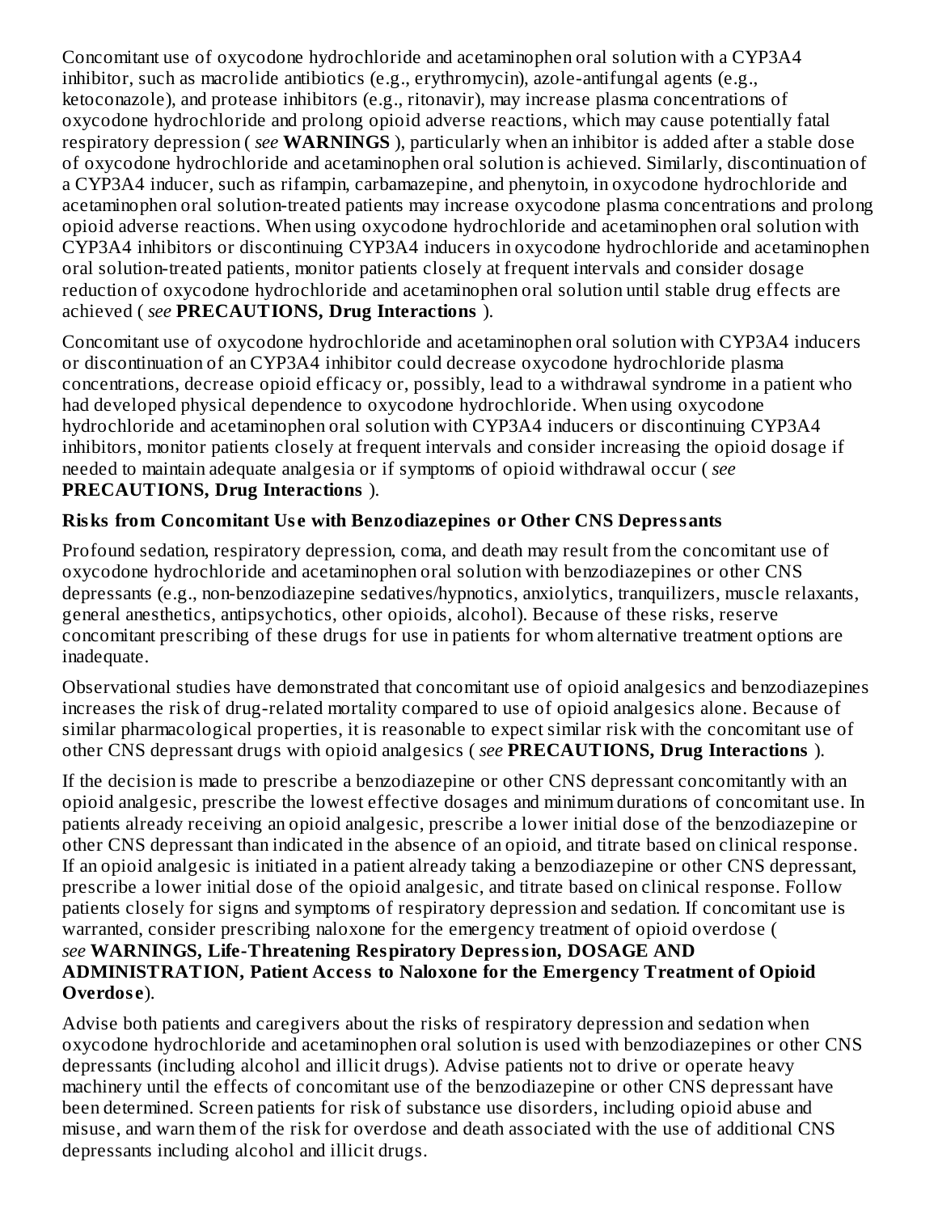Concomitant use of oxycodone hydrochloride and acetaminophen oral solution with a CYP3A4 inhibitor, such as macrolide antibiotics (e.g., erythromycin), azole-antifungal agents (e.g., ketoconazole), and protease inhibitors (e.g., ritonavir), may increase plasma concentrations of oxycodone hydrochloride and prolong opioid adverse reactions, which may cause potentially fatal respiratory depression ( *see* **WARNINGS** ), particularly when an inhibitor is added after a stable dose of oxycodone hydrochloride and acetaminophen oral solution is achieved. Similarly, discontinuation of a CYP3A4 inducer, such as rifampin, carbamazepine, and phenytoin, in oxycodone hydrochloride and acetaminophen oral solution-treated patients may increase oxycodone plasma concentrations and prolong opioid adverse reactions. When using oxycodone hydrochloride and acetaminophen oral solution with CYP3A4 inhibitors or discontinuing CYP3A4 inducers in oxycodone hydrochloride and acetaminophen oral solution-treated patients, monitor patients closely at frequent intervals and consider dosage reduction of oxycodone hydrochloride and acetaminophen oral solution until stable drug effects are achieved ( *see* **PRECAUTIONS, Drug Interactions** ).

Concomitant use of oxycodone hydrochloride and acetaminophen oral solution with CYP3A4 inducers or discontinuation of an CYP3A4 inhibitor could decrease oxycodone hydrochloride plasma concentrations, decrease opioid efficacy or, possibly, lead to a withdrawal syndrome in a patient who had developed physical dependence to oxycodone hydrochloride. When using oxycodone hydrochloride and acetaminophen oral solution with CYP3A4 inducers or discontinuing CYP3A4 inhibitors, monitor patients closely at frequent intervals and consider increasing the opioid dosage if needed to maintain adequate analgesia or if symptoms of opioid withdrawal occur ( *see* **PRECAUTIONS, Drug Interactions** ).

**Risks from Concomitant Use with Benzodiazepines or Other CNS Depressants**

Profound sedation, respiratory depression, coma, and death may result from the concomitant use of oxycodone hydrochloride and acetaminophen oral solution with benzodiazepines or other CNS depressants (e.g., non-benzodiazepine sedatives/hypnotics, anxiolytics, tranquilizers, muscle relaxants, general anesthetics, antipsychotics, other opioids, alcohol). Because of these risks, reserve concomitant prescribing of these drugs for use in patients for whom alternative treatment options are inadequate.

Observational studies have demonstrated that concomitant use of opioid analgesics and benzodiazepines increases the risk of drug-related mortality compared to use of opioid analgesics alone. Because of similar pharmacological properties, it is reasonable to expect similar risk with the concomitant use of other CNS depressant drugs with opioid analgesics ( *see* **PRECAUTIONS, Drug Interactions** ).

If the decision is made to prescribe a benzodiazepine or other CNS depressant concomitantly with an opioid analgesic, prescribe the lowest effective dosages and minimum durations of concomitant use. In patients already receiving an opioid analgesic, prescribe a lower initial dose of the benzodiazepine or other CNS depressant than indicated in the absence of an opioid, and titrate based on clinical response. If an opioid analgesic is initiated in a patient already taking a benzodiazepine or other CNS depressant, prescribe a lower initial dose of the opioid analgesic, and titrate based on clinical response. Follow patients closely for signs and symptoms of respiratory depression and sedation. If concomitant use is warranted, consider prescribing naloxone for the emergency treatment of opioid overdose ( *see* **WARNINGS, Life-Threatening Respiratory Depression, DOSAGE AND ADMINISTRATION, Patient Access to Naloxone for the Emergency Treatment of Opioid Overdose**).

Advise both patients and caregivers about the risks of respiratory depression and sedation when oxycodone hydrochloride and acetaminophen oral solution is used with benzodiazepines or other CNS depressants (including alcohol and illicit drugs). Advise patients not to drive or operate heavy machinery until the effects of concomitant use of the benzodiazepine or other CNS depressant have been determined. Screen patients for risk of substance use disorders, including opioid abuse and misuse, and warn them of the risk for overdose and death associated with the use of additional CNS depressants including alcohol and illicit drugs.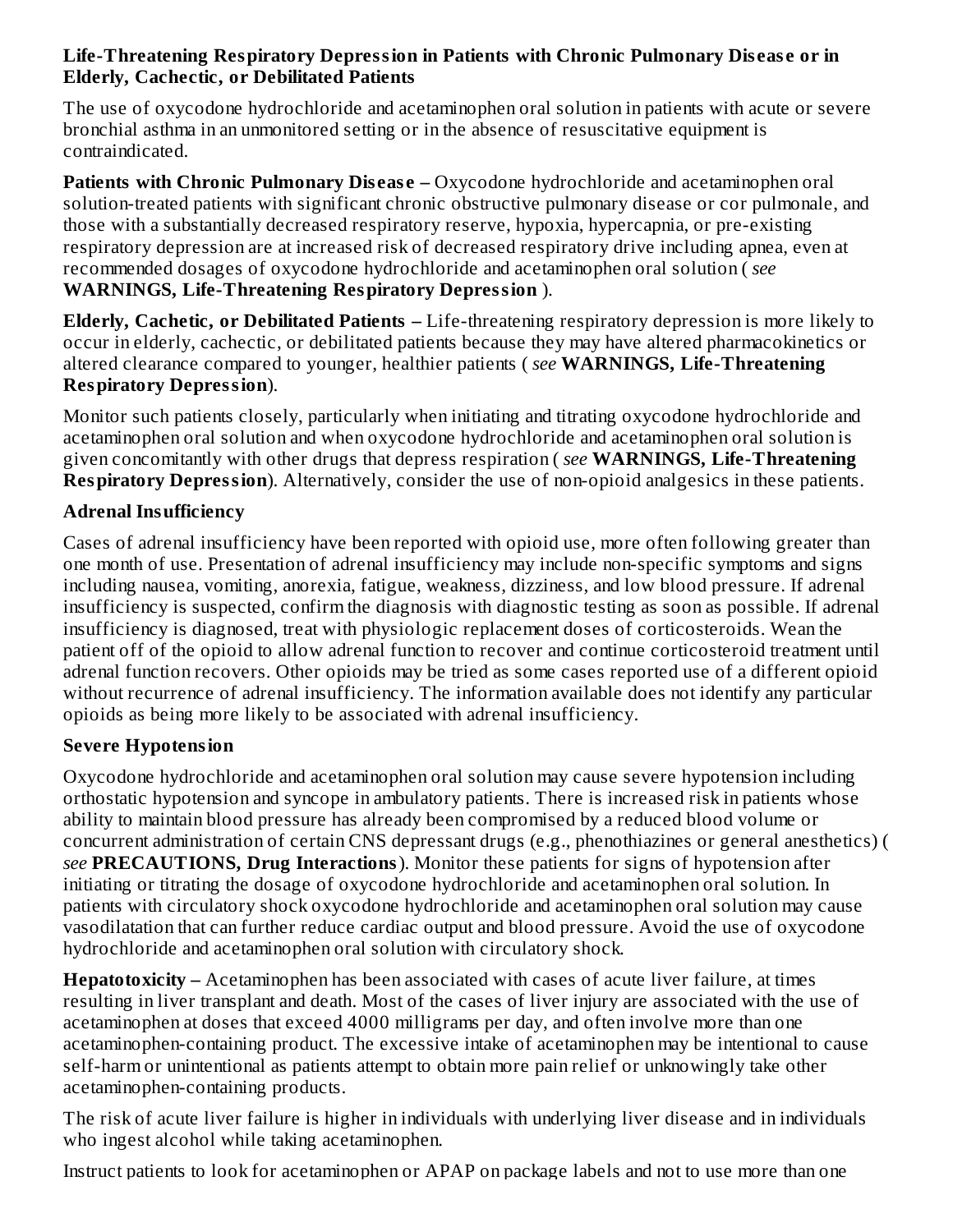**Life-Threatening Respiratory Depression in Patients with Chronic Pulmonary Disease or in Elderly, Cachectic, or Debilitated Patients**

The use of oxycodone hydrochloride and acetaminophen oral solution in patients with acute or severe bronchial asthma in an unmonitored setting or in the absence of resuscitative equipment is contraindicated.

**Patients with Chronic Pulmonary Disease –** Oxycodone hydrochloride and acetaminophen oral solution-treated patients with significant chronic obstructive pulmonary disease or cor pulmonale, and those with a substantially decreased respiratory reserve, hypoxia, hypercapnia, or pre-existing respiratory depression are at increased risk of decreased respiratory drive including apnea, even at recommended dosages of oxycodone hydrochloride and acetaminophen oral solution ( *see* **WARNINGS, Life-Threatening Respiratory Depression** ).

**Elderly, Cachetic, or Debilitated Patients –** Life-threatening respiratory depression is more likely to occur in elderly, cachectic, or debilitated patients because they may have altered pharmacokinetics or altered clearance compared to younger, healthier patients ( *see* **WARNINGS, Life-Threatening Respiratory Depression**).

Monitor such patients closely, particularly when initiating and titrating oxycodone hydrochloride and acetaminophen oral solution and when oxycodone hydrochloride and acetaminophen oral solution is given concomitantly with other drugs that depress respiration ( *see* **WARNINGS, Life-Threatening Respiratory Depression**). Alternatively, consider the use of non-opioid analgesics in these patients.

**Adrenal Insufficiency**

Cases of adrenal insufficiency have been reported with opioid use, more often following greater than one month of use. Presentation of adrenal insufficiency may include non-specific symptoms and signs including nausea, vomiting, anorexia, fatigue, weakness, dizziness, and low blood pressure. If adrenal insufficiency is suspected, confirm the diagnosis with diagnostic testing as soon as possible. If adrenal insufficiency is diagnosed, treat with physiologic replacement doses of corticosteroids. Wean the patient off of the opioid to allow adrenal function to recover and continue corticosteroid treatment until adrenal function recovers. Other opioids may be tried as some cases reported use of a different opioid without recurrence of adrenal insufficiency. The information available does not identify any particular opioids as being more likely to be associated with adrenal insufficiency.

**Severe Hypotension**

Oxycodone hydrochloride and acetaminophen oral solution may cause severe hypotension including orthostatic hypotension and syncope in ambulatory patients. There is increased risk in patients whose ability to maintain blood pressure has already been compromised by a reduced blood volume or concurrent administration of certain CNS depressant drugs (e.g., phenothiazines or general anesthetics) ( *see* **PRECAUTIONS, Drug Interactions**). Monitor these patients for signs of hypotension after initiating or titrating the dosage of oxycodone hydrochloride and acetaminophen oral solution. In patients with circulatory shock oxycodone hydrochloride and acetaminophen oral solution may cause vasodilatation that can further reduce cardiac output and blood pressure. Avoid the use of oxycodone hydrochloride and acetaminophen oral solution with circulatory shock.

**Hepatotoxicity –** Acetaminophen has been associated with cases of acute liver failure, at times resulting in liver transplant and death. Most of the cases of liver injury are associated with the use of acetaminophen at doses that exceed 4000 milligrams per day, and often involve more than one acetaminophen-containing product. The excessive intake of acetaminophen may be intentional to cause self-harm or unintentional as patients attempt to obtain more pain relief or unknowingly take other acetaminophen-containing products.

The risk of acute liver failure is higher in individuals with underlying liver disease and in individuals who ingest alcohol while taking acetaminophen.

Instruct patients to look for acetaminophen or APAP on package labels and not to use more than one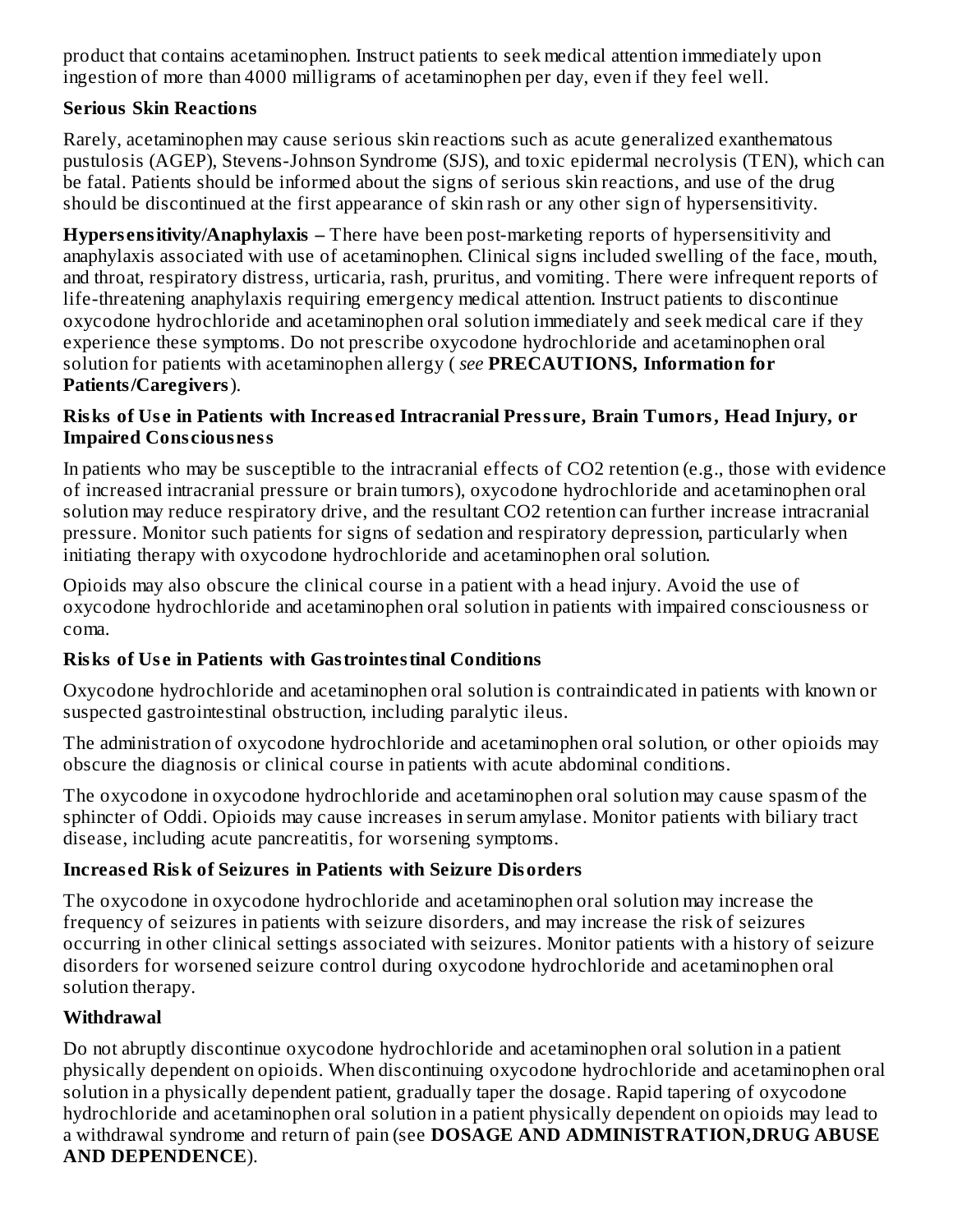product that contains acetaminophen. Instruct patients to seek medical attention immediately upon ingestion of more than 4000 milligrams of acetaminophen per day, even if they feel well.

**Serious Skin Reactions**

Rarely, acetaminophen may cause serious skin reactions such as acute generalized exanthematous pustulosis (AGEP), Stevens-Johnson Syndrome (SJS), and toxic epidermal necrolysis (TEN), which can be fatal. Patients should be informed about the signs of serious skin reactions, and use of the drug should be discontinued at the first appearance of skin rash or any other sign of hypersensitivity.

**Hypersensitivity/Anaphylaxis –** There have been post-marketing reports of hypersensitivity and anaphylaxis associated with use of acetaminophen. Clinical signs included swelling of the face, mouth, and throat, respiratory distress, urticaria, rash, pruritus, and vomiting. There were infrequent reports of life-threatening anaphylaxis requiring emergency medical attention. Instruct patients to discontinue oxycodone hydrochloride and acetaminophen oral solution immediately and seek medical care if they experience these symptoms. Do not prescribe oxycodone hydrochloride and acetaminophen oral solution for patients with acetaminophen allergy ( *see* **PRECAUTIONS, Information for Patients/Caregivers**).

**Risks of Use in Patients with Increased Intracranial Pressure, Brain Tumors, Head Injury, or Impaired Consciousness**

In patients who may be susceptible to the intracranial effects of $CO_2$ retention (e.g., those with evidence of increased intracranial pressure or brain tumors), oxycodone hydrochloride and acetaminophen oral solution may reduce respiratory drive, and the resultant $CO_2$ retention can further increase intracranial pressure. Monitor such patients for signs of sedation and respiratory depression, particularly when initiating therapy with oxycodone hydrochloride and acetaminophen oral solution.

Opioids may also obscure the clinical course in a patient with a head injury. Avoid the use of oxycodone hydrochloride and acetaminophen oral solution in patients with impaired consciousness or coma.

**Risks of Use in Patients with Gastrointestinal Conditions**

Oxycodone hydrochloride and acetaminophen oral solution is contraindicated in patients with known or suspected gastrointestinal obstruction, including paralytic ileus.

The administration of oxycodone hydrochloride and acetaminophen oral solution, or other opioids may obscure the diagnosis or clinical course in patients with acute abdominal conditions.

The oxycodone in oxycodone hydrochloride and acetaminophen oral solution may cause spasm of the sphincter of Oddi. Opioids may cause increases in serum amylase. Monitor patients with biliary tract disease, including acute pancreatitis, for worsening symptoms.

**Increased Risk of Seizures in Patients with Seizure Disorders**

The oxycodone in oxycodone hydrochloride and acetaminophen oral solution may increase the frequency of seizures in patients with seizure disorders, and may increase the risk of seizures occurring in other clinical settings associated with seizures. Monitor patients with a history of seizure disorders for worsened seizure control during oxycodone hydrochloride and acetaminophen oral solution therapy.

**Withdrawal**

Do not abruptly discontinue oxycodone hydrochloride and acetaminophen oral solution in a patient physically dependent on opioids. When discontinuing oxycodone hydrochloride and acetaminophen oral solution in a physically dependent patient, gradually taper the dosage. Rapid tapering of oxycodone hydrochloride and acetaminophen oral solution in a patient physically dependent on opioids may lead to a withdrawal syndrome and return of pain (see **DOSAGE AND ADMINISTRATION,DRUG ABUSE AND DEPENDENCE**).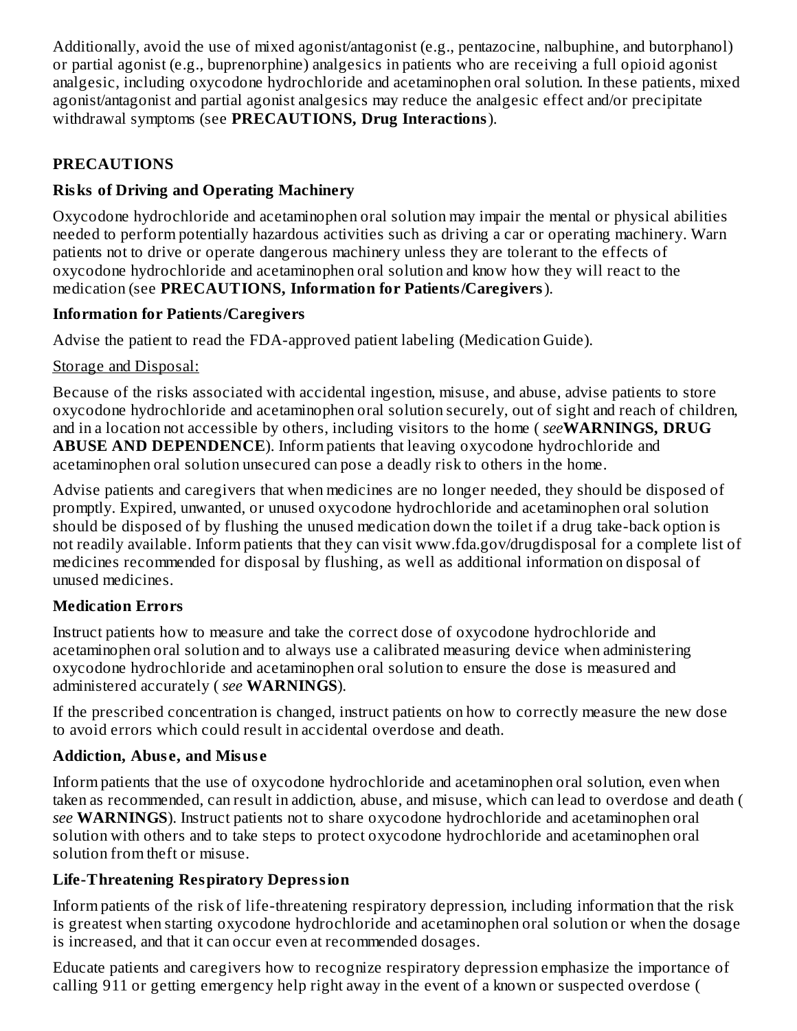Additionally, avoid the use of mixed agonist/antagonist (e.g., pentazocine, nalbuphine, and butorphanol) or partial agonist (e.g., buprenorphine) analgesics in patients who are receiving a full opioid agonist analgesic, including oxycodone hydrochloride and acetaminophen oral solution. In these patients, mixed agonist/antagonist and partial agonist analgesics may reduce the analgesic effect and/or precipitate withdrawal symptoms (see **PRECAUTIONS, Drug Interactions**).

## PRECAUTIONS

### Risks of Driving and Operating Machinery

Oxycodone hydrochloride and acetaminophen oral solution may impair the mental or physical abilities needed to perform potentially hazardous activities such as driving a car or operating machinery. Warn patients not to drive or operate dangerous machinery unless they are tolerant to the effects of oxycodone hydrochloride and acetaminophen oral solution and know how they will react to the medication (see **PRECAUTIONS, Information for Patients/Caregivers**).

### Information for Patients/Caregivers

Advise the patient to read the FDA-approved patient labeling (Medication Guide).

Storage and Disposal:

Because of the risks associated with accidental ingestion, misuse, and abuse, advise patients to store oxycodone hydrochloride and acetaminophen oral solution securely, out of sight and reach of children, and in a location not accessible by others, including visitors to the home ( *see* **WARNINGS, DRUG ABUSE AND DEPENDENCE**). Inform patients that leaving oxycodone hydrochloride and acetaminophen oral solution unsecured can pose a deadly risk to others in the home.

Advise patients and caregivers that when medicines are no longer needed, they should be disposed of promptly. Expired, unwanted, or unused oxycodone hydrochloride and acetaminophen oral solution should be disposed of by flushing the unused medication down the toilet if a drug take-back option is not readily available. Inform patients that they can visit www.fda.gov/drugdisposal for a complete list of medicines recommended for disposal by flushing, as well as additional information on disposal of unused medicines.

### Medication Errors

Instruct patients how to measure and take the correct dose of oxycodone hydrochloride and acetaminophen oral solution and to always use a calibrated measuring device when administering oxycodone hydrochloride and acetaminophen oral solution to ensure the dose is measured and administered accurately ( *see* **WARNINGS**).

If the prescribed concentration is changed, instruct patients on how to correctly measure the new dose to avoid errors which could result in accidental overdose and death.

### Addiction, Abuse, and Misuse

Inform patients that the use of oxycodone hydrochloride and acetaminophen oral solution, even when taken as recommended, can result in addiction, abuse, and misuse, which can lead to overdose and death ( *see* **WARNINGS**). Instruct patients not to share oxycodone hydrochloride and acetaminophen oral solution with others and to take steps to protect oxycodone hydrochloride and acetaminophen oral solution from theft or misuse.

### Life-Threatening Respiratory Depression

Inform patients of the risk of life-threatening respiratory depression, including information that the risk is greatest when starting oxycodone hydrochloride and acetaminophen oral solution or when the dosage is increased, and that it can occur even at recommended dosages.

Educate patients and caregivers how to recognize respiratory depression emphasize the importance of calling 911 or getting emergency help right away in the event of a known or suspected overdose (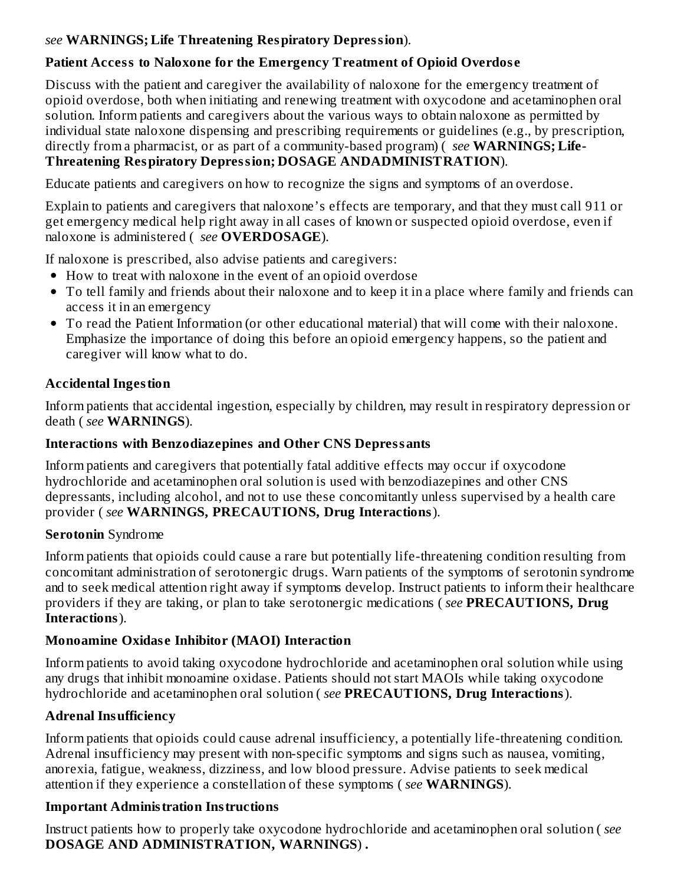*see* **WARNINGS; Life Threatening Respiratory Depression**).

**Patient Access to Naloxone for the Emergency Treatment of Opioid Overdose**

Discuss with the patient and caregiver the availability of naloxone for the emergency treatment of opioid overdose, both when initiating and renewing treatment with oxycodone and acetaminophen oral solution. Inform patients and caregivers about the various ways to obtain naloxone as permitted by individual state naloxone dispensing and prescribing requirements or guidelines (e.g., by prescription, directly from a pharmacist, or as part of a community-based program) ( *see* **WARNINGS; Life-Threatening Respiratory Depression; DOSAGE ANDADMINISTRATION**).

Educate patients and caregivers on how to recognize the signs and symptoms of an overdose.

Explain to patients and caregivers that naloxone's effects are temporary, and that they must call 911 or get emergency medical help right away in all cases of known or suspected opioid overdose, even if naloxone is administered ( *see* **OVERDOSAGE**).

If naloxone is prescribed, also advise patients and caregivers:

- How to treat with naloxone in the event of an opioid overdose
- To tell family and friends about their naloxone and to keep it in a place where family and friends can access it in an emergency
- To read the Patient Information (or other educational material) that will come with their naloxone. Emphasize the importance of doing this before an opioid emergency happens, so the patient and caregiver will know what to do.

**Accidental Ingestion**

Inform patients that accidental ingestion, especially by children, may result in respiratory depression or death ( *see* **WARNINGS**).

**Interactions with Benzodiazepines and Other CNS Depressants**

Inform patients and caregivers that potentially fatal additive effects may occur if oxycodone hydrochloride and acetaminophen oral solution is used with benzodiazepines and other CNS depressants, including alcohol, and not to use these concomitantly unless supervised by a health care provider ( *see* **WARNINGS, PRECAUTIONS, Drug Interactions**).

**Serotonin** Syndrome

Inform patients that opioids could cause a rare but potentially life-threatening condition resulting from concomitant administration of serotonergic drugs. Warn patients of the symptoms of serotonin syndrome and to seek medical attention right away if symptoms develop. Instruct patients to inform their healthcare providers if they are taking, or plan to take serotonergic medications ( *see* **PRECAUTIONS, Drug Interactions**).

**Monoamine Oxidase Inhibitor (MAOI) Interaction**

Inform patients to avoid taking oxycodone hydrochloride and acetaminophen oral solution while using any drugs that inhibit monoamine oxidase. Patients should not start MAOIs while taking oxycodone hydrochloride and acetaminophen oral solution ( *see* **PRECAUTIONS, Drug Interactions**).

**Adrenal Insufficiency**

Inform patients that opioids could cause adrenal insufficiency, a potentially life-threatening condition. Adrenal insufficiency may present with non-specific symptoms and signs such as nausea, vomiting, anorexia, fatigue, weakness, dizziness, and low blood pressure. Advise patients to seek medical attention if they experience a constellation of these symptoms ( *see* **WARNINGS**).

**Important Administration Instructions**

Instruct patients how to properly take oxycodone hydrochloride and acetaminophen oral solution ( *see* **DOSAGE AND ADMINISTRATION, WARNINGS**) **.**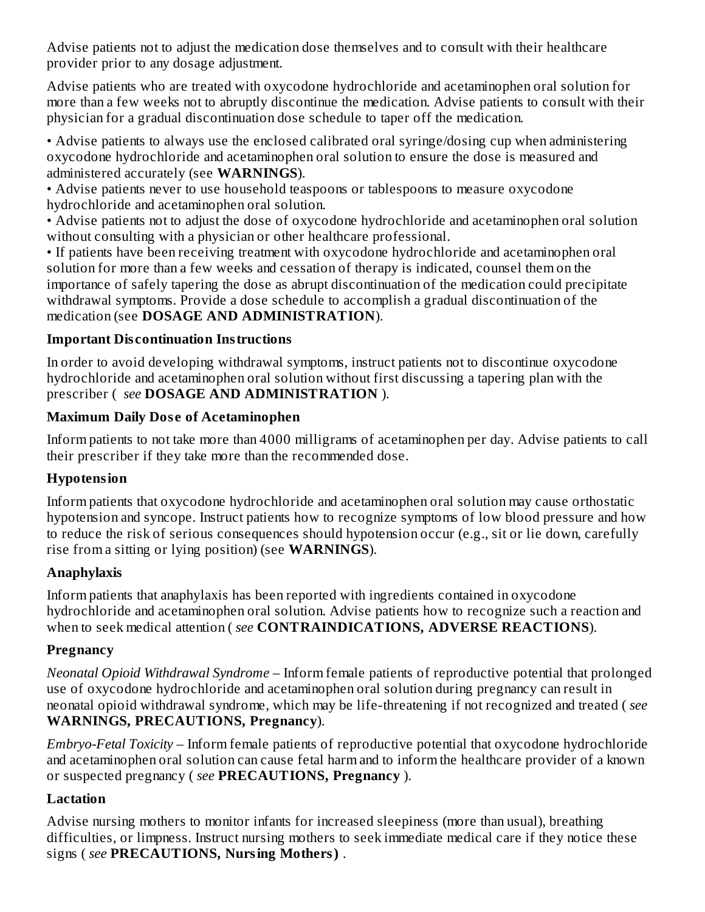Advise patients not to adjust the medication dose themselves and to consult with their healthcare provider prior to any dosage adjustment.

Advise patients who are treated with oxycodone hydrochloride and acetaminophen oral solution for more than a few weeks not to abruptly discontinue the medication. Advise patients to consult with their physician for a gradual discontinuation dose schedule to taper off the medication.

- Advise patients to always use the enclosed calibrated oral syringe/dosing cup when administering oxycodone hydrochloride and acetaminophen oral solution to ensure the dose is measured and administered accurately (see **WARNINGS**).
- Advise patients never to use household teaspoons or tablespoons to measure oxycodone hydrochloride and acetaminophen oral solution.
- Advise patients not to adjust the dose of oxycodone hydrochloride and acetaminophen oral solution without consulting with a physician or other healthcare professional.
- If patients have been receiving treatment with oxycodone hydrochloride and acetaminophen oral solution for more than a few weeks and cessation of therapy is indicated, counsel them on the importance of safely tapering the dose as abrupt discontinuation of the medication could precipitate withdrawal symptoms. Provide a dose schedule to accomplish a gradual discontinuation of the medication (see **DOSAGE AND ADMINISTRATION**).

**Important Discontinuation Instructions**

In order to avoid developing withdrawal symptoms, instruct patients not to discontinue oxycodone hydrochloride and acetaminophen oral solution without first discussing a tapering plan with the prescriber ( *see* **DOSAGE AND ADMINISTRATION** ).

**Maximum Daily Dose of Acetaminophen**

Inform patients to not take more than 4000 milligrams of acetaminophen per day. Advise patients to call their prescriber if they take more than the recommended dose.

**Hypotension**

Inform patients that oxycodone hydrochloride and acetaminophen oral solution may cause orthostatic hypotension and syncope. Instruct patients how to recognize symptoms of low blood pressure and how to reduce the risk of serious consequences should hypotension occur (e.g., sit or lie down, carefully rise from a sitting or lying position) (see **WARNINGS**).

**Anaphylaxis**

Inform patients that anaphylaxis has been reported with ingredients contained in oxycodone hydrochloride and acetaminophen oral solution. Advise patients how to recognize such a reaction and when to seek medical attention ( *see* **CONTRAINDICATIONS, ADVERSE REACTIONS**).

**Pregnancy**

*Neonatal Opioid Withdrawal Syndrome* – Inform female patients of reproductive potential that prolonged use of oxycodone hydrochloride and acetaminophen oral solution during pregnancy can result in neonatal opioid withdrawal syndrome, which may be life-threatening if not recognized and treated ( *see* **WARNINGS, PRECAUTIONS, Pregnancy**).

*Embryo-Fetal Toxicity* – Inform female patients of reproductive potential that oxycodone hydrochloride and acetaminophen oral solution can cause fetal harm and to inform the healthcare provider of a known or suspected pregnancy ( *see* **PRECAUTIONS, Pregnancy** ).

**Lactation**

Advise nursing mothers to monitor infants for increased sleepiness (more than usual), breathing difficulties, or limpness. Instruct nursing mothers to seek immediate medical care if they notice these signs ( *see* **PRECAUTIONS, Nursing Mothers)** .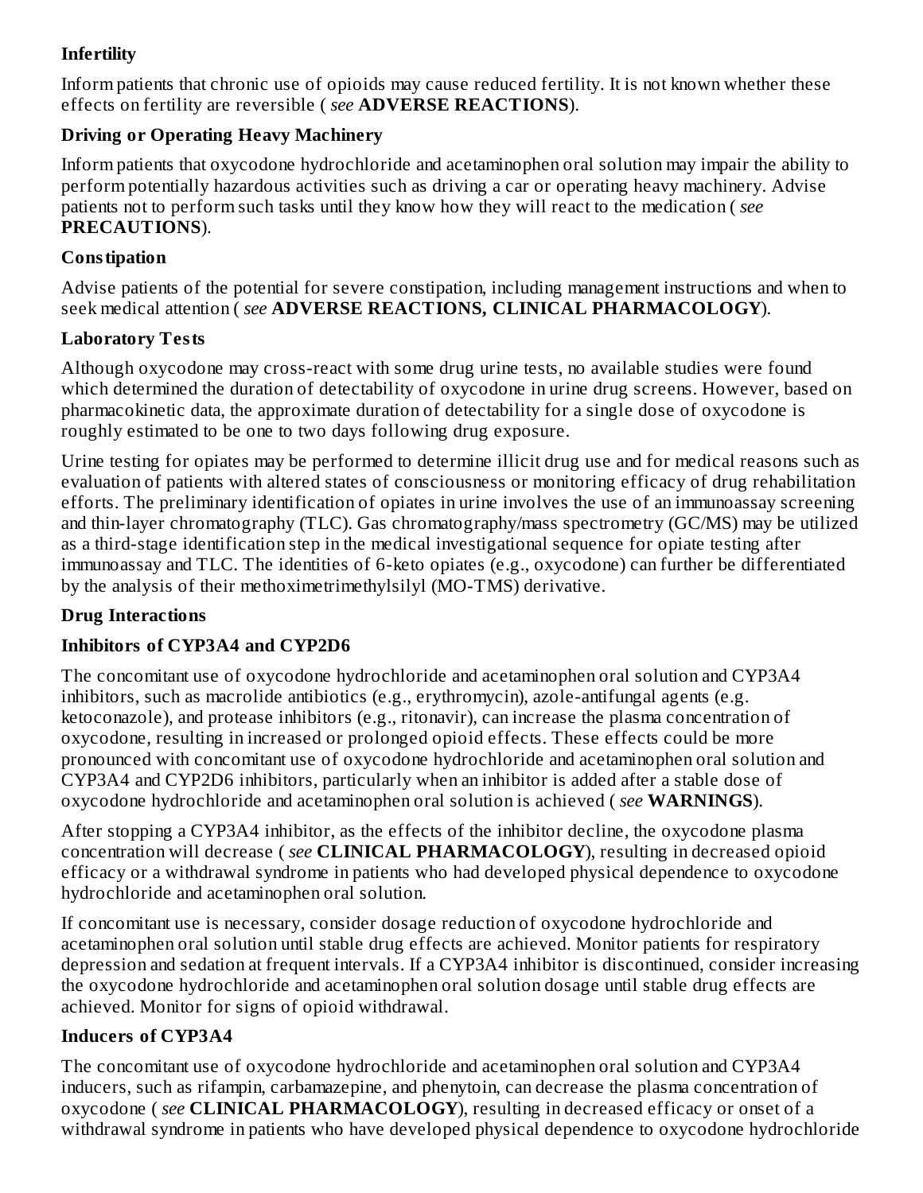**Infertility**

Inform patients that chronic use of opioids may cause reduced fertility. It is not known whether these effects on fertility are reversible ( *see* **ADVERSE REACTIONS**).

**Driving or Operating Heavy Machinery**

Inform patients that oxycodone hydrochloride and acetaminophen oral solution may impair the ability to perform potentially hazardous activities such as driving a car or operating heavy machinery. Advise patients not to perform such tasks until they know how they will react to the medication ( *see* **PRECAUTIONS**).

**Constipation**

Advise patients of the potential for severe constipation, including management instructions and when to seek medical attention ( *see* **ADVERSE REACTIONS, CLINICAL PHARMACOLOGY**).

**Laboratory Tests**

Although oxycodone may cross-react with some drug urine tests, no available studies were found which determined the duration of detectability of oxycodone in urine drug screens. However, based on pharmacokinetic data, the approximate duration of detectability for a single dose of oxycodone is roughly estimated to be one to two days following drug exposure.

Urine testing for opiates may be performed to determine illicit drug use and for medical reasons such as evaluation of patients with altered states of consciousness or monitoring efficacy of drug rehabilitation efforts. The preliminary identification of opiates in urine involves the use of an immunoassay screening and thin-layer chromatography (TLC). Gas chromatography/mass spectrometry (GC/MS) may be utilized as a third-stage identification step in the medical investigational sequence for opiate testing after immunoassay and TLC. The identities of 6-keto opiates (e.g., oxycodone) can further be differentiated by the analysis of their methoximetrimethylsilyl (MO-TMS) derivative.

**Drug Interactions**

**Inhibitors of CYP3A4 and CYP2D6**

The concomitant use of oxycodone hydrochloride and acetaminophen oral solution and CYP3A4 inhibitors, such as macrolide antibiotics (e.g., erythromycin), azole-antifungal agents (e.g. ketoconazole), and protease inhibitors (e.g., ritonavir), can increase the plasma concentration of oxycodone, resulting in increased or prolonged opioid effects. These effects could be more pronounced with concomitant use of oxycodone hydrochloride and acetaminophen oral solution and CYP3A4 and CYP2D6 inhibitors, particularly when an inhibitor is added after a stable dose of oxycodone hydrochloride and acetaminophen oral solution is achieved ( *see* **WARNINGS**).

After stopping a CYP3A4 inhibitor, as the effects of the inhibitor decline, the oxycodone plasma concentration will decrease ( *see* **CLINICAL PHARMACOLOGY**), resulting in decreased opioid efficacy or a withdrawal syndrome in patients who had developed physical dependence to oxycodone hydrochloride and acetaminophen oral solution.

If concomitant use is necessary, consider dosage reduction of oxycodone hydrochloride and acetaminophen oral solution until stable drug effects are achieved. Monitor patients for respiratory depression and sedation at frequent intervals. If a CYP3A4 inhibitor is discontinued, consider increasing the oxycodone hydrochloride and acetaminophen oral solution dosage until stable drug effects are achieved. Monitor for signs of opioid withdrawal.

**Inducers of CYP3A4**

The concomitant use of oxycodone hydrochloride and acetaminophen oral solution and CYP3A4 inducers, such as rifampin, carbamazepine, and phenytoin, can decrease the plasma concentration of oxycodone ( *see* **CLINICAL PHARMACOLOGY**), resulting in decreased efficacy or onset of a withdrawal syndrome in patients who have developed physical dependence to oxycodone hydrochloride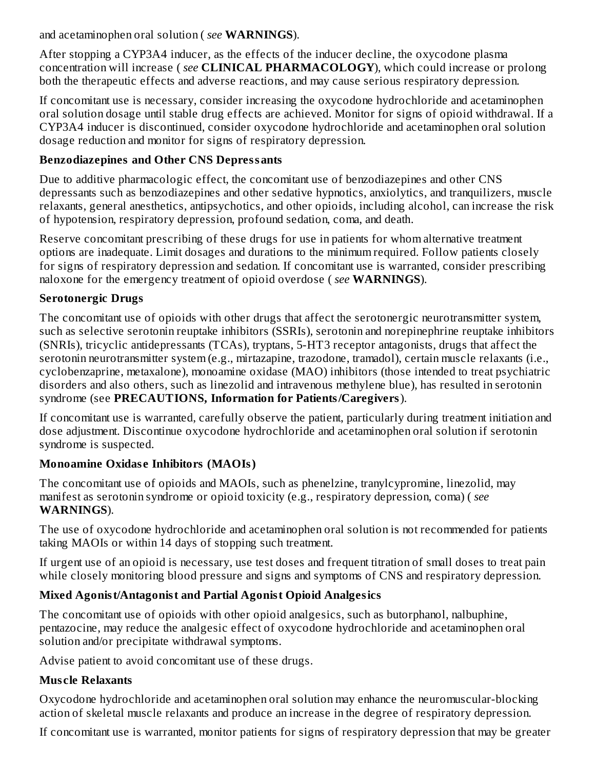and acetaminophen oral solution ( *see* **WARNINGS**).

After stopping a CYP3A4 inducer, as the effects of the inducer decline, the oxycodone plasma concentration will increase ( *see* **CLINICAL PHARMACOLOGY**), which could increase or prolong both the therapeutic effects and adverse reactions, and may cause serious respiratory depression.

If concomitant use is necessary, consider increasing the oxycodone hydrochloride and acetaminophen oral solution dosage until stable drug effects are achieved. Monitor for signs of opioid withdrawal. If a CYP3A4 inducer is discontinued, consider oxycodone hydrochloride and acetaminophen oral solution dosage reduction and monitor for signs of respiratory depression.

**Benzodiazepines and Other CNS Depressants**

Due to additive pharmacologic effect, the concomitant use of benzodiazepines and other CNS depressants such as benzodiazepines and other sedative hypnotics, anxiolytics, and tranquilizers, muscle relaxants, general anesthetics, antipsychotics, and other opioids, including alcohol, can increase the risk of hypotension, respiratory depression, profound sedation, coma, and death.

Reserve concomitant prescribing of these drugs for use in patients for whom alternative treatment options are inadequate. Limit dosages and durations to the minimum required. Follow patients closely for signs of respiratory depression and sedation. If concomitant use is warranted, consider prescribing naloxone for the emergency treatment of opioid overdose ( *see* **WARNINGS**).

**Serotonergic Drugs**

The concomitant use of opioids with other drugs that affect the serotonergic neurotransmitter system, such as selective serotonin reuptake inhibitors (SSRIs), serotonin and norepinephrine reuptake inhibitors (SNRIs), tricyclic antidepressants (TCAs), tryptans, 5-HT3 receptor antagonists, drugs that affect the serotonin neurotransmitter system (e.g., mirtazapine, trazodone, tramadol), certain muscle relaxants (i.e., cyclobenzaprine, metaxalone), monoamine oxidase (MAO) inhibitors (those intended to treat psychiatric disorders and also others, such as linezolid and intravenous methylene blue), has resulted in serotonin syndrome (see **PRECAUTIONS, Information for Patients/Caregivers**).

If concomitant use is warranted, carefully observe the patient, particularly during treatment initiation and dose adjustment. Discontinue oxycodone hydrochloride and acetaminophen oral solution if serotonin syndrome is suspected.

**Monoamine Oxidase Inhibitors (MAOIs)**

The concomitant use of opioids and MAOIs, such as phenelzine, tranylcypromine, linezolid, may manifest as serotonin syndrome or opioid toxicity (e.g., respiratory depression, coma) ( *see* **WARNINGS**).

The use of oxycodone hydrochloride and acetaminophen oral solution is not recommended for patients taking MAOIs or within 14 days of stopping such treatment.

If urgent use of an opioid is necessary, use test doses and frequent titration of small doses to treat pain while closely monitoring blood pressure and signs and symptoms of CNS and respiratory depression.

**Mixed Agonist/Antagonist and Partial Agonist Opioid Analgesics**

The concomitant use of opioids with other opioid analgesics, such as butorphanol, nalbuphine, pentazocine, may reduce the analgesic effect of oxycodone hydrochloride and acetaminophen oral solution and/or precipitate withdrawal symptoms.

Advise patient to avoid concomitant use of these drugs.

**Muscle Relaxants**

Oxycodone hydrochloride and acetaminophen oral solution may enhance the neuromuscular-blocking action of skeletal muscle relaxants and produce an increase in the degree of respiratory depression.

If concomitant use is warranted, monitor patients for signs of respiratory depression that may be greater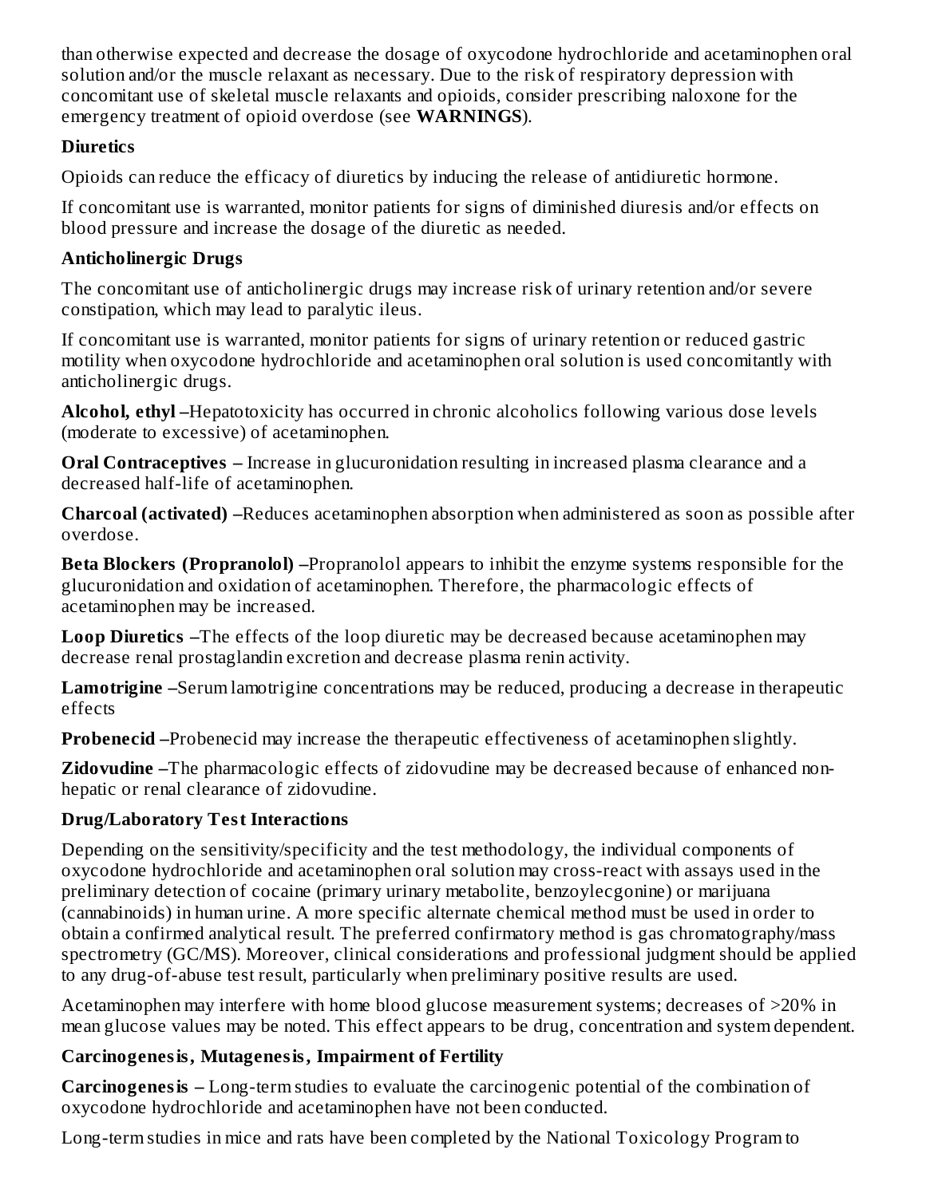than otherwise expected and decrease the dosage of oxycodone hydrochloride and acetaminophen oral solution and/or the muscle relaxant as necessary. Due to the risk of respiratory depression with concomitant use of skeletal muscle relaxants and opioids, consider prescribing naloxone for the emergency treatment of opioid overdose (see **WARNINGS**).

**Diuretics**

Opioids can reduce the efficacy of diuretics by inducing the release of antidiuretic hormone.

If concomitant use is warranted, monitor patients for signs of diminished diuresis and/or effects on blood pressure and increase the dosage of the diuretic as needed.

**Anticholinergic Drugs**

The concomitant use of anticholinergic drugs may increase risk of urinary retention and/or severe constipation, which may lead to paralytic ileus.

If concomitant use is warranted, monitor patients for signs of urinary retention or reduced gastric motility when oxycodone hydrochloride and acetaminophen oral solution is used concomitantly with anticholinergic drugs.

**Alcohol, ethyl –**Hepatotoxicity has occurred in chronic alcoholics following various dose levels (moderate to excessive) of acetaminophen.

**Oral Contraceptives –** Increase in glucuronidation resulting in increased plasma clearance and a decreased half-life of acetaminophen.

**Charcoal (activated) –**Reduces acetaminophen absorption when administered as soon as possible after overdose.

**Beta Blockers (Propranolol) –**Propranolol appears to inhibit the enzyme systems responsible for the glucuronidation and oxidation of acetaminophen. Therefore, the pharmacologic effects of acetaminophen may be increased.

**Loop Diuretics –**The effects of the loop diuretic may be decreased because acetaminophen may decrease renal prostaglandin excretion and decrease plasma renin activity.

**Lamotrigine –**Serum lamotrigine concentrations may be reduced, producing a decrease in therapeutic effects

**Probenecid –**Probenecid may increase the therapeutic effectiveness of acetaminophen slightly.

**Zidovudine –**The pharmacologic effects of zidovudine may be decreased because of enhanced non-hepatic or renal clearance of zidovudine.

**Drug/Laboratory Test Interactions**

Depending on the sensitivity/specificity and the test methodology, the individual components of oxycodone hydrochloride and acetaminophen oral solution may cross-react with assays used in the preliminary detection of cocaine (primary urinary metabolite, benzoylecgonine) or marijuana (cannabinoids) in human urine. A more specific alternate chemical method must be used in order to obtain a confirmed analytical result. The preferred confirmatory method is gas chromatography/mass spectrometry (GC/MS). Moreover, clinical considerations and professional judgment should be applied to any drug-of-abuse test result, particularly when preliminary positive results are used.

Acetaminophen may interfere with home blood glucose measurement systems; decreases of >20% in mean glucose values may be noted. This effect appears to be drug, concentration and system dependent.

**Carcinogenesis, Mutagenesis, Impairment of Fertility**

**Carcinogenesis –** Long-term studies to evaluate the carcinogenic potential of the combination of oxycodone hydrochloride and acetaminophen have not been conducted.

Long-term studies in mice and rats have been completed by the National Toxicology Program to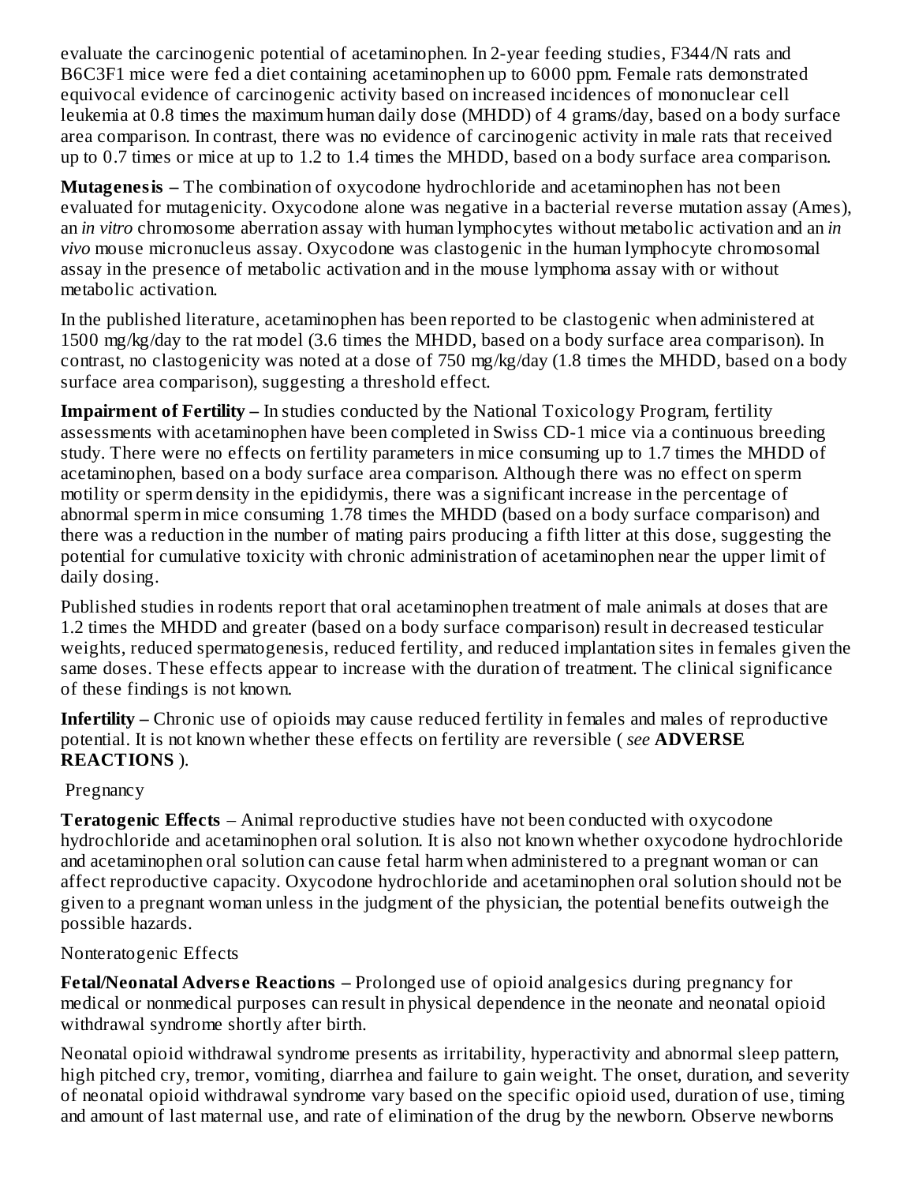evaluate the carcinogenic potential of acetaminophen. In 2-year feeding studies, F344/N rats and B6C3F1 mice were fed a diet containing acetaminophen up to 6000 ppm. Female rats demonstrated equivocal evidence of carcinogenic activity based on increased incidences of mononuclear cell leukemia at 0.8 times the maximum human daily dose (MHDD) of 4 grams/day, based on a body surface area comparison. In contrast, there was no evidence of carcinogenic activity in male rats that received up to 0.7 times or mice at up to 1.2 to 1.4 times the MHDD, based on a body surface area comparison.

**Mutagenesis –** The combination of oxycodone hydrochloride and acetaminophen has not been evaluated for mutagenicity. Oxycodone alone was negative in a bacterial reverse mutation assay (Ames), an *in vitro* chromosome aberration assay with human lymphocytes without metabolic activation and an *in vivo* mouse micronucleus assay. Oxycodone was clastogenic in the human lymphocyte chromosomal assay in the presence of metabolic activation and in the mouse lymphoma assay with or without metabolic activation.

In the published literature, acetaminophen has been reported to be clastogenic when administered at 1500 mg/kg/day to the rat model (3.6 times the MHDD, based on a body surface area comparison). In contrast, no clastogenicity was noted at a dose of 750 mg/kg/day (1.8 times the MHDD, based on a body surface area comparison), suggesting a threshold effect.

**Impairment of Fertility –** In studies conducted by the National Toxicology Program, fertility assessments with acetaminophen have been completed in Swiss CD-1 mice via a continuous breeding study. There were no effects on fertility parameters in mice consuming up to 1.7 times the MHDD of acetaminophen, based on a body surface area comparison. Although there was no effect on sperm motility or sperm density in the epididymis, there was a significant increase in the percentage of abnormal sperm in mice consuming 1.78 times the MHDD (based on a body surface comparison) and there was a reduction in the number of mating pairs producing a fifth litter at this dose, suggesting the potential for cumulative toxicity with chronic administration of acetaminophen near the upper limit of daily dosing.

Published studies in rodents report that oral acetaminophen treatment of male animals at doses that are 1.2 times the MHDD and greater (based on a body surface comparison) result in decreased testicular weights, reduced spermatogenesis, reduced fertility, and reduced implantation sites in females given the same doses. These effects appear to increase with the duration of treatment. The clinical significance of these findings is not known.

**Infertility –** Chronic use of opioids may cause reduced fertility in females and males of reproductive potential. It is not known whether these effects on fertility are reversible ( *see* **ADVERSE REACTIONS** ).

Pregnancy

**Teratogenic Effects** – Animal reproductive studies have not been conducted with oxycodone hydrochloride and acetaminophen oral solution. It is also not known whether oxycodone hydrochloride and acetaminophen oral solution can cause fetal harm when administered to a pregnant woman or can affect reproductive capacity. Oxycodone hydrochloride and acetaminophen oral solution should not be given to a pregnant woman unless in the judgment of the physician, the potential benefits outweigh the possible hazards.

Nonteratogenic Effects

**Fetal/Neonatal Adverse Reactions –** Prolonged use of opioid analgesics during pregnancy for medical or nonmedical purposes can result in physical dependence in the neonate and neonatal opioid withdrawal syndrome shortly after birth.

Neonatal opioid withdrawal syndrome presents as irritability, hyperactivity and abnormal sleep pattern, high pitched cry, tremor, vomiting, diarrhea and failure to gain weight. The onset, duration, and severity of neonatal opioid withdrawal syndrome vary based on the specific opioid used, duration of use, timing and amount of last maternal use, and rate of elimination of the drug by the newborn. Observe newborns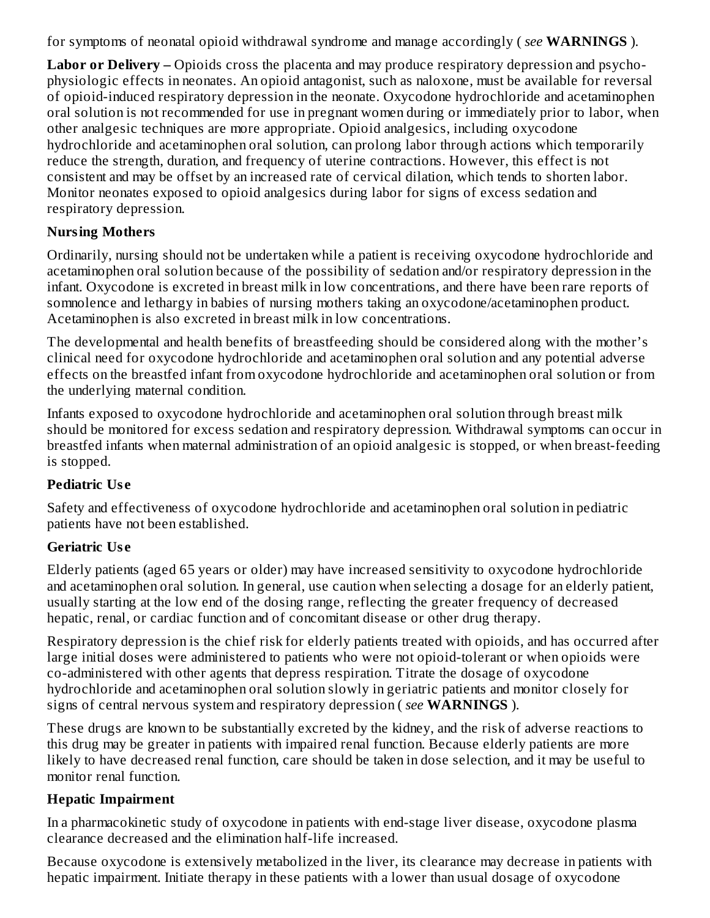for symptoms of neonatal opioid withdrawal syndrome and manage accordingly ( *see* **WARNINGS** ).

**Labor or Delivery –** Opioids cross the placenta and may produce respiratory depression and psycho-physiologic effects in neonates. An opioid antagonist, such as naloxone, must be available for reversal of opioid-induced respiratory depression in the neonate. Oxycodone hydrochloride and acetaminophen oral solution is not recommended for use in pregnant women during or immediately prior to labor, when other analgesic techniques are more appropriate. Opioid analgesics, including oxycodone hydrochloride and acetaminophen oral solution, can prolong labor through actions which temporarily reduce the strength, duration, and frequency of uterine contractions. However, this effect is not consistent and may be offset by an increased rate of cervical dilation, which tends to shorten labor. Monitor neonates exposed to opioid analgesics during labor for signs of excess sedation and respiratory depression.

### Nursing Mothers

Ordinarily, nursing should not be undertaken while a patient is receiving oxycodone hydrochloride and acetaminophen oral solution because of the possibility of sedation and/or respiratory depression in the infant. Oxycodone is excreted in breast milk in low concentrations, and there have been rare reports of somnolence and lethargy in babies of nursing mothers taking an oxycodone/acetaminophen product. Acetaminophen is also excreted in breast milk in low concentrations.

The developmental and health benefits of breastfeeding should be considered along with the mother's clinical need for oxycodone hydrochloride and acetaminophen oral solution and any potential adverse effects on the breastfed infant from oxycodone hydrochloride and acetaminophen oral solution or from the underlying maternal condition.

Infants exposed to oxycodone hydrochloride and acetaminophen oral solution through breast milk should be monitored for excess sedation and respiratory depression. Withdrawal symptoms can occur in breastfed infants when maternal administration of an opioid analgesic is stopped, or when breast-feeding is stopped.

### Pediatric Use

Safety and effectiveness of oxycodone hydrochloride and acetaminophen oral solution in pediatric patients have not been established.

### Geriatric Use

Elderly patients (aged 65 years or older) may have increased sensitivity to oxycodone hydrochloride and acetaminophen oral solution. In general, use caution when selecting a dosage for an elderly patient, usually starting at the low end of the dosing range, reflecting the greater frequency of decreased hepatic, renal, or cardiac function and of concomitant disease or other drug therapy.

Respiratory depression is the chief risk for elderly patients treated with opioids, and has occurred after large initial doses were administered to patients who were not opioid-tolerant or when opioids were co-administered with other agents that depress respiration. Titrate the dosage of oxycodone hydrochloride and acetaminophen oral solution slowly in geriatric patients and monitor closely for signs of central nervous system and respiratory depression ( *see* **WARNINGS** ).

These drugs are known to be substantially excreted by the kidney, and the risk of adverse reactions to this drug may be greater in patients with impaired renal function. Because elderly patients are more likely to have decreased renal function, care should be taken in dose selection, and it may be useful to monitor renal function.

### Hepatic Impairment

In a pharmacokinetic study of oxycodone in patients with end-stage liver disease, oxycodone plasma clearance decreased and the elimination half-life increased.

Because oxycodone is extensively metabolized in the liver, its clearance may decrease in patients with hepatic impairment. Initiate therapy in these patients with a lower than usual dosage of oxycodone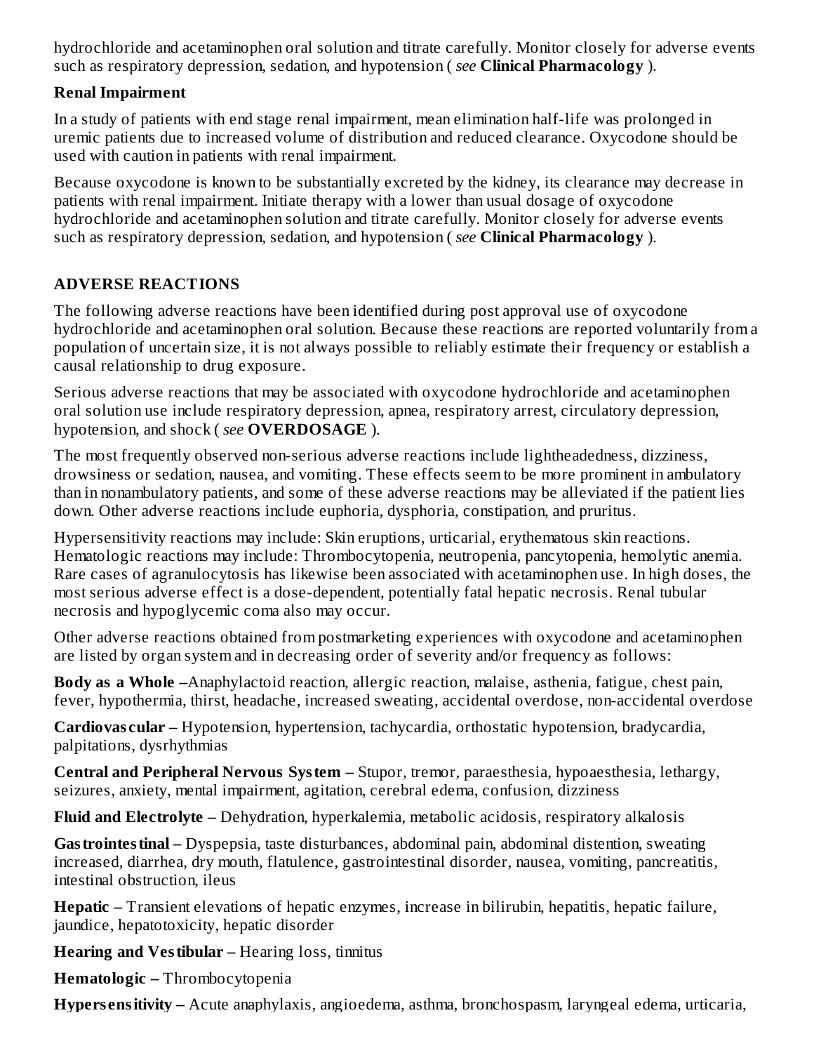hydrochloride and acetaminophen oral solution and titrate carefully. Monitor closely for adverse events such as respiratory depression, sedation, and hypotension ( *see* **Clinical Pharmacology** ).

**Renal Impairment**

In a study of patients with end stage renal impairment, mean elimination half-life was prolonged in uremic patients due to increased volume of distribution and reduced clearance. Oxycodone should be used with caution in patients with renal impairment.

Because oxycodone is known to be substantially excreted by the kidney, its clearance may decrease in patients with renal impairment. Initiate therapy with a lower than usual dosage of oxycodone hydrochloride and acetaminophen solution and titrate carefully. Monitor closely for adverse events such as respiratory depression, sedation, and hypotension ( *see* **Clinical Pharmacology** ).

## ADVERSE REACTIONS

The following adverse reactions have been identified during post approval use of oxycodone hydrochloride and acetaminophen oral solution. Because these reactions are reported voluntarily from a population of uncertain size, it is not always possible to reliably estimate their frequency or establish a causal relationship to drug exposure.

Serious adverse reactions that may be associated with oxycodone hydrochloride and acetaminophen oral solution use include respiratory depression, apnea, respiratory arrest, circulatory depression, hypotension, and shock ( *see* **OVERDOSAGE** ).

The most frequently observed non-serious adverse reactions include lightheadedness, dizziness, drowsiness or sedation, nausea, and vomiting. These effects seem to be more prominent in ambulatory than in nonambulatory patients, and some of these adverse reactions may be alleviated if the patient lies down. Other adverse reactions include euphoria, dysphoria, constipation, and pruritus.

Hypersensitivity reactions may include: Skin eruptions, urticarial, erythematous skin reactions. Hematologic reactions may include: Thrombocytopenia, neutropenia, pancytopenia, hemolytic anemia. Rare cases of agranulocytosis has likewise been associated with acetaminophen use. In high doses, the most serious adverse effect is a dose-dependent, potentially fatal hepatic necrosis. Renal tubular necrosis and hypoglycemic coma also may occur.

Other adverse reactions obtained from postmarketing experiences with oxycodone and acetaminophen are listed by organ system and in decreasing order of severity and/or frequency as follows:

**Body as a Whole –**Anaphylactoid reaction, allergic reaction, malaise, asthenia, fatigue, chest pain, fever, hypothermia, thirst, headache, increased sweating, accidental overdose, non-accidental overdose

**Cardiovascular –** Hypotension, hypertension, tachycardia, orthostatic hypotension, bradycardia, palpitations, dysrhythmias

**Central and Peripheral Nervous System –** Stupor, tremor, paraesthesia, hypoaesthesia, lethargy, seizures, anxiety, mental impairment, agitation, cerebral edema, confusion, dizziness

**Fluid and Electrolyte –** Dehydration, hyperkalemia, metabolic acidosis, respiratory alkalosis

**Gastrointestinal –** Dyspepsia, taste disturbances, abdominal pain, abdominal distention, sweating increased, diarrhea, dry mouth, flatulence, gastrointestinal disorder, nausea, vomiting, pancreatitis, intestinal obstruction, ileus

**Hepatic –** Transient elevations of hepatic enzymes, increase in bilirubin, hepatitis, hepatic failure, jaundice, hepatotoxicity, hepatic disorder

**Hearing and Vestibular –** Hearing loss, tinnitus

**Hematologic –** Thrombocytopenia

**Hypersensitivity –** Acute anaphylaxis, angioedema, asthma, bronchospasm, laryngeal edema, urticaria,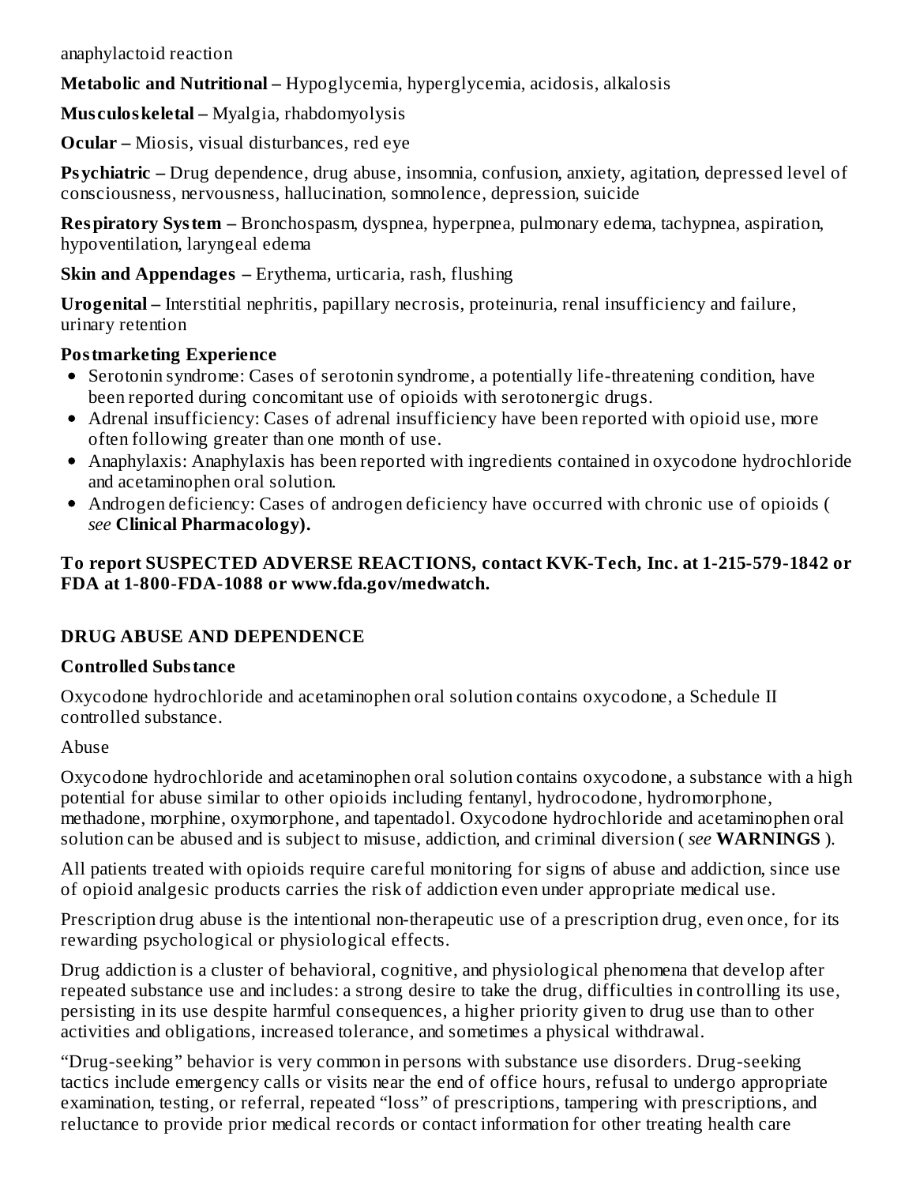anaphylactoid reaction

**Metabolic and Nutritional –** Hypoglycemia, hyperglycemia, acidosis, alkalosis

**Musculoskeletal –** Myalgia, rhabdomyolysis

**Ocular –** Miosis, visual disturbances, red eye

**Psychiatric –** Drug dependence, drug abuse, insomnia, confusion, anxiety, agitation, depressed level of consciousness, nervousness, hallucination, somnolence, depression, suicide

**Respiratory System –** Bronchospasm, dyspnea, hyperpnea, pulmonary edema, tachypnea, aspiration, hypoventilation, laryngeal edema

**Skin and Appendages –** Erythema, urticaria, rash, flushing

**Urogenital –** Interstitial nephritis, papillary necrosis, proteinuria, renal insufficiency and failure, urinary retention

**Postmarketing Experience**

- Serotonin syndrome: Cases of serotonin syndrome, a potentially life-threatening condition, have been reported during concomitant use of opioids with serotonergic drugs.
- Adrenal insufficiency: Cases of adrenal insufficiency have been reported with opioid use, more often following greater than one month of use.
- Anaphylaxis: Anaphylaxis has been reported with ingredients contained in oxycodone hydrochloride and acetaminophen oral solution.
- Androgen deficiency: Cases of androgen deficiency have occurred with chronic use of opioids ( *see* **Clinical Pharmacology).**

**To report SUSPECTED ADVERSE REACTIONS, contact KVK-Tech, Inc. at 1-215-579-1842 or FDA at 1-800-FDA-1088 or www.fda.gov/medwatch.**

## DRUG ABUSE AND DEPENDENCE

### Controlled Substance

Oxycodone hydrochloride and acetaminophen oral solution contains oxycodone, a Schedule II controlled substance.

Abuse

Oxycodone hydrochloride and acetaminophen oral solution contains oxycodone, a substance with a high potential for abuse similar to other opioids including fentanyl, hydrocodone, hydromorphone, methadone, morphine, oxymorphone, and tapentadol. Oxycodone hydrochloride and acetaminophen oral solution can be abused and is subject to misuse, addiction, and criminal diversion ( *see* **WARNINGS** ).

All patients treated with opioids require careful monitoring for signs of abuse and addiction, since use of opioid analgesic products carries the risk of addiction even under appropriate medical use.

Prescription drug abuse is the intentional non-therapeutic use of a prescription drug, even once, for its rewarding psychological or physiological effects.

Drug addiction is a cluster of behavioral, cognitive, and physiological phenomena that develop after repeated substance use and includes: a strong desire to take the drug, difficulties in controlling its use, persisting in its use despite harmful consequences, a higher priority given to drug use than to other activities and obligations, increased tolerance, and sometimes a physical withdrawal.

"Drug-seeking" behavior is very common in persons with substance use disorders. Drug-seeking tactics include emergency calls or visits near the end of office hours, refusal to undergo appropriate examination, testing, or referral, repeated "loss" of prescriptions, tampering with prescriptions, and reluctance to provide prior medical records or contact information for other treating health care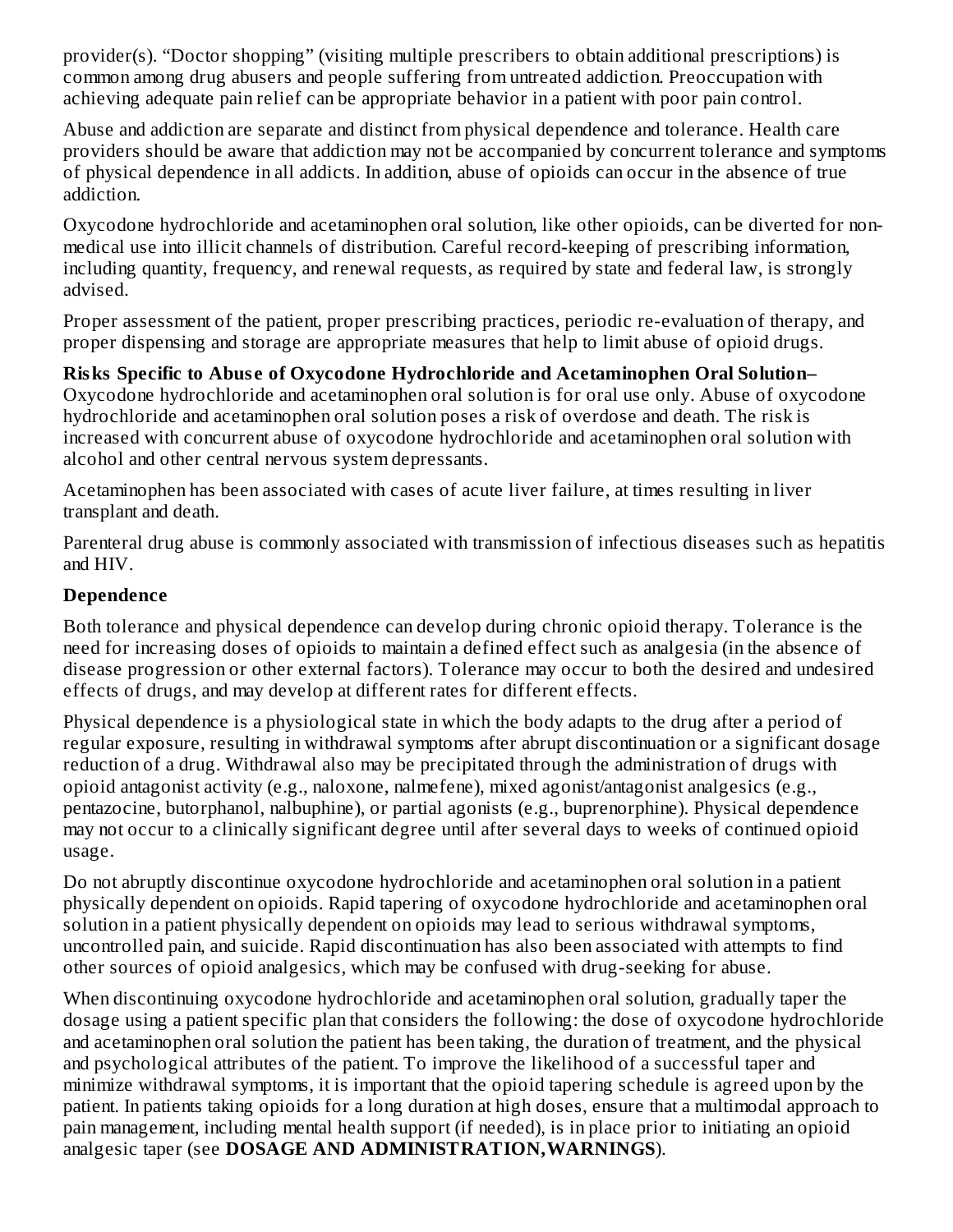provider(s). "Doctor shopping" (visiting multiple prescribers to obtain additional prescriptions) is common among drug abusers and people suffering from untreated addiction. Preoccupation with achieving adequate pain relief can be appropriate behavior in a patient with poor pain control.

Abuse and addiction are separate and distinct from physical dependence and tolerance. Health care providers should be aware that addiction may not be accompanied by concurrent tolerance and symptoms of physical dependence in all addicts. In addition, abuse of opioids can occur in the absence of true addiction.

Oxycodone hydrochloride and acetaminophen oral solution, like other opioids, can be diverted for non-medical use into illicit channels of distribution. Careful record-keeping of prescribing information, including quantity, frequency, and renewal requests, as required by state and federal law, is strongly advised.

Proper assessment of the patient, proper prescribing practices, periodic re-evaluation of therapy, and proper dispensing and storage are appropriate measures that help to limit abuse of opioid drugs.

**Risks Specific to Abuse of Oxycodone Hydrochloride and Acetaminophen Oral Solution–** Oxycodone hydrochloride and acetaminophen oral solution is for oral use only. Abuse of oxycodone hydrochloride and acetaminophen oral solution poses a risk of overdose and death. The risk is increased with concurrent abuse of oxycodone hydrochloride and acetaminophen oral solution with alcohol and other central nervous system depressants.

Acetaminophen has been associated with cases of acute liver failure, at times resulting in liver transplant and death.

Parenteral drug abuse is commonly associated with transmission of infectious diseases such as hepatitis and HIV.

### Dependence

Both tolerance and physical dependence can develop during chronic opioid therapy. Tolerance is the need for increasing doses of opioids to maintain a defined effect such as analgesia (in the absence of disease progression or other external factors). Tolerance may occur to both the desired and undesired effects of drugs, and may develop at different rates for different effects.

Physical dependence is a physiological state in which the body adapts to the drug after a period of regular exposure, resulting in withdrawal symptoms after abrupt discontinuation or a significant dosage reduction of a drug. Withdrawal also may be precipitated through the administration of drugs with opioid antagonist activity (e.g., naloxone, nalmefene), mixed agonist/antagonist analgesics (e.g., pentazocine, butorphanol, nalbuphine), or partial agonists (e.g., buprenorphine). Physical dependence may not occur to a clinically significant degree until after several days to weeks of continued opioid usage.

Do not abruptly discontinue oxycodone hydrochloride and acetaminophen oral solution in a patient physically dependent on opioids. Rapid tapering of oxycodone hydrochloride and acetaminophen oral solution in a patient physically dependent on opioids may lead to serious withdrawal symptoms, uncontrolled pain, and suicide. Rapid discontinuation has also been associated with attempts to find other sources of opioid analgesics, which may be confused with drug-seeking for abuse.

When discontinuing oxycodone hydrochloride and acetaminophen oral solution, gradually taper the dosage using a patient specific plan that considers the following: the dose of oxycodone hydrochloride and acetaminophen oral solution the patient has been taking, the duration of treatment, and the physical and psychological attributes of the patient. To improve the likelihood of a successful taper and minimize withdrawal symptoms, it is important that the opioid tapering schedule is agreed upon by the patient. In patients taking opioids for a long duration at high doses, ensure that a multimodal approach to pain management, including mental health support (if needed), is in place prior to initiating an opioid analgesic taper (see **DOSAGE AND ADMINISTRATION, WARNINGS**).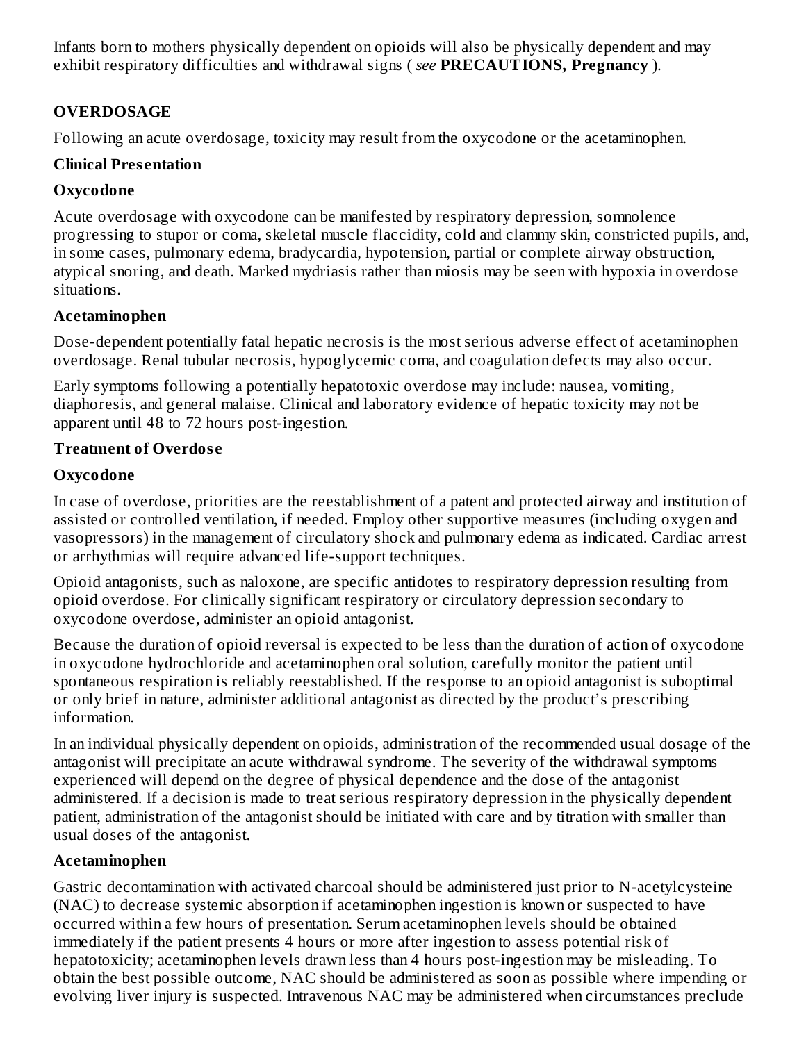Infants born to mothers physically dependent on opioids will also be physically dependent and may exhibit respiratory difficulties and withdrawal signs ( *see* **PRECAUTIONS, Pregnancy** ).

## OVERDOSAGE

Following an acute overdosage, toxicity may result from the oxycodone or the acetaminophen.

### Clinical Presentation

#### Oxycodone

Acute overdosage with oxycodone can be manifested by respiratory depression, somnolence progressing to stupor or coma, skeletal muscle flaccidity, cold and clammy skin, constricted pupils, and, in some cases, pulmonary edema, bradycardia, hypotension, partial or complete airway obstruction, atypical snoring, and death. Marked mydriasis rather than miosis may be seen with hypoxia in overdose situations.

#### Acetaminophen

Dose-dependent potentially fatal hepatic necrosis is the most serious adverse effect of acetaminophen overdosage. Renal tubular necrosis, hypoglycemic coma, and coagulation defects may also occur.

Early symptoms following a potentially hepatotoxic overdose may include: nausea, vomiting, diaphoresis, and general malaise. Clinical and laboratory evidence of hepatic toxicity may not be apparent until 48 to 72 hours post-ingestion.

### Treatment of Overdose

#### Oxycodone

In case of overdose, priorities are the reestablishment of a patent and protected airway and institution of assisted or controlled ventilation, if needed. Employ other supportive measures (including oxygen and vasopressors) in the management of circulatory shock and pulmonary edema as indicated. Cardiac arrest or arrhythmias will require advanced life-support techniques.

Opioid antagonists, such as naloxone, are specific antidotes to respiratory depression resulting from opioid overdose. For clinically significant respiratory or circulatory depression secondary to oxycodone overdose, administer an opioid antagonist.

Because the duration of opioid reversal is expected to be less than the duration of action of oxycodone in oxycodone hydrochloride and acetaminophen oral solution, carefully monitor the patient until spontaneous respiration is reliably reestablished. If the response to an opioid antagonist is suboptimal or only brief in nature, administer additional antagonist as directed by the product's prescribing information.

In an individual physically dependent on opioids, administration of the recommended usual dosage of the antagonist will precipitate an acute withdrawal syndrome. The severity of the withdrawal symptoms experienced will depend on the degree of physical dependence and the dose of the antagonist administered. If a decision is made to treat serious respiratory depression in the physically dependent patient, administration of the antagonist should be initiated with care and by titration with smaller than usual doses of the antagonist.

#### Acetaminophen

Gastric decontamination with activated charcoal should be administered just prior to N-acetylcysteine (NAC) to decrease systemic absorption if acetaminophen ingestion is known or suspected to have occurred within a few hours of presentation. Serum acetaminophen levels should be obtained immediately if the patient presents 4 hours or more after ingestion to assess potential risk of hepatotoxicity; acetaminophen levels drawn less than 4 hours post-ingestion may be misleading. To obtain the best possible outcome, NAC should be administered as soon as possible where impending or evolving liver injury is suspected. Intravenous NAC may be administered when circumstances preclude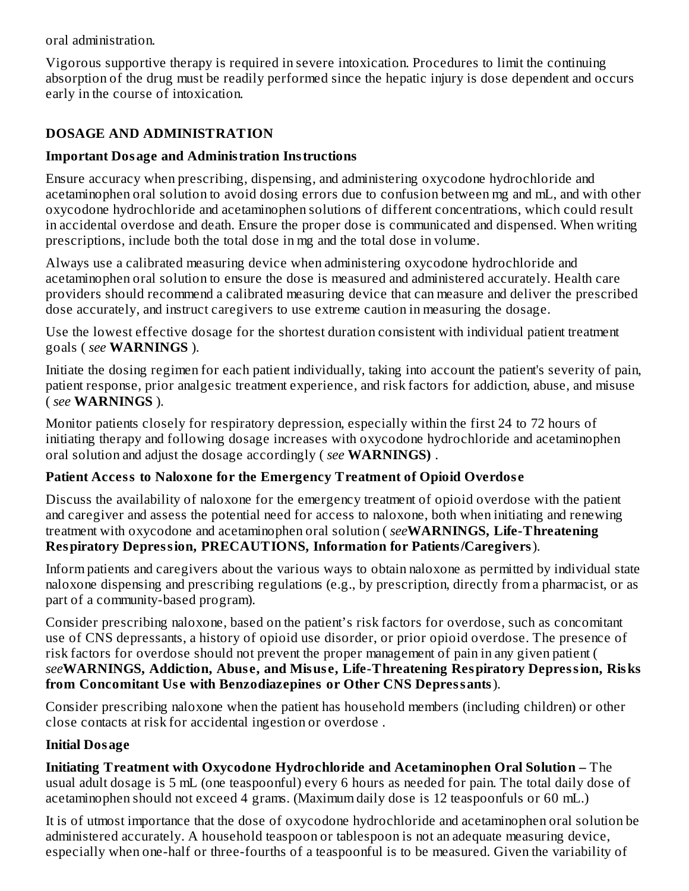oral administration.

Vigorous supportive therapy is required in severe intoxication. Procedures to limit the continuing absorption of the drug must be readily performed since the hepatic injury is dose dependent and occurs early in the course of intoxication.

## DOSAGE AND ADMINISTRATION

### Important Dosage and Administration Instructions

Ensure accuracy when prescribing, dispensing, and administering oxycodone hydrochloride and acetaminophen oral solution to avoid dosing errors due to confusion between mg and mL, and with other oxycodone hydrochloride and acetaminophen solutions of different concentrations, which could result in accidental overdose and death. Ensure the proper dose is communicated and dispensed. When writing prescriptions, include both the total dose in mg and the total dose in volume.

Always use a calibrated measuring device when administering oxycodone hydrochloride and acetaminophen oral solution to ensure the dose is measured and administered accurately. Health care providers should recommend a calibrated measuring device that can measure and deliver the prescribed dose accurately, and instruct caregivers to use extreme caution in measuring the dosage.

Use the lowest effective dosage for the shortest duration consistent with individual patient treatment goals ( *see* **WARNINGS** ).

Initiate the dosing regimen for each patient individually, taking into account the patient's severity of pain, patient response, prior analgesic treatment experience, and risk factors for addiction, abuse, and misuse ( *see* **WARNINGS** ).

Monitor patients closely for respiratory depression, especially within the first 24 to 72 hours of initiating therapy and following dosage increases with oxycodone hydrochloride and acetaminophen oral solution and adjust the dosage accordingly ( *see* **WARNINGS)** .

### Patient Access to Naloxone for the Emergency Treatment of Opioid Overdose

Discuss the availability of naloxone for the emergency treatment of opioid overdose with the patient and caregiver and assess the potential need for access to naloxone, both when initiating and renewing treatment with oxycodone and acetaminophen oral solution ( *see* **WARNINGS, Life-Threatening Respiratory Depression, PRECAUTIONS, Information for Patients/Caregivers**).

Inform patients and caregivers about the various ways to obtain naloxone as permitted by individual state naloxone dispensing and prescribing regulations (e.g., by prescription, directly from a pharmacist, or as part of a community-based program).

Consider prescribing naloxone, based on the patient's risk factors for overdose, such as concomitant use of CNS depressants, a history of opioid use disorder, or prior opioid overdose. The presence of risk factors for overdose should not prevent the proper management of pain in any given patient ( *see* **WARNINGS, Addiction, Abuse, and Misuse, Life-Threatening Respiratory Depression, Risks from Concomitant Use with Benzodiazepines or Other CNS Depressants**).

Consider prescribing naloxone when the patient has household members (including children) or other close contacts at risk for accidental ingestion or overdose .

### Initial Dosage

**Initiating Treatment with Oxycodone Hydrochloride and Acetaminophen Oral Solution –** The usual adult dosage is 5 mL (one teaspoonful) every 6 hours as needed for pain. The total daily dose of acetaminophen should not exceed 4 grams. (Maximum daily dose is 12 teaspoonfuls or 60 mL.)

It is of utmost importance that the dose of oxycodone hydrochloride and acetaminophen oral solution be administered accurately. A household teaspoon or tablespoon is not an adequate measuring device, especially when one-half or three-fourths of a teaspoonful is to be measured. Given the variability of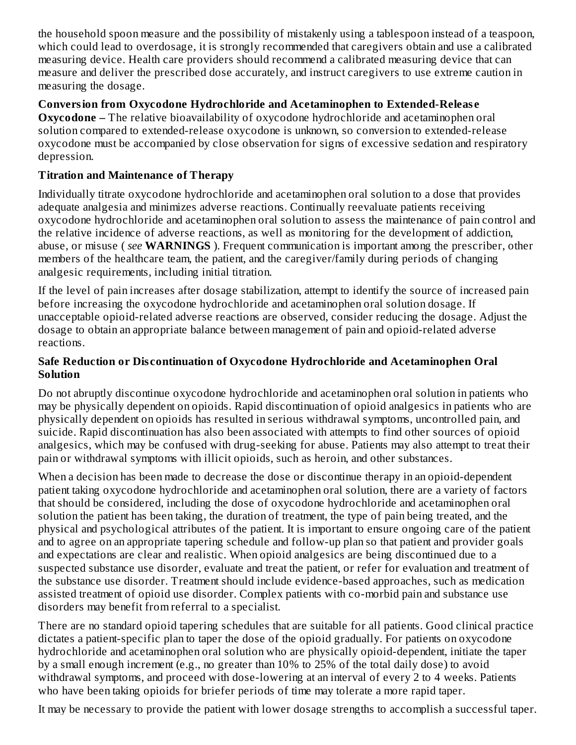the household spoon measure and the possibility of mistakenly using a tablespoon instead of a teaspoon, which could lead to overdosage, it is strongly recommended that caregivers obtain and use a calibrated measuring device. Health care providers should recommend a calibrated measuring device that can measure and deliver the prescribed dose accurately, and instruct caregivers to use extreme caution in measuring the dosage.

**Conversion from Oxycodone Hydrochloride and Acetaminophen to Extended-Release Oxycodone –** The relative bioavailability of oxycodone hydrochloride and acetaminophen oral solution compared to extended-release oxycodone is unknown, so conversion to extended-release oxycodone must be accompanied by close observation for signs of excessive sedation and respiratory depression.

**Titration and Maintenance of Therapy**

Individually titrate oxycodone hydrochloride and acetaminophen oral solution to a dose that provides adequate analgesia and minimizes adverse reactions. Continually reevaluate patients receiving oxycodone hydrochloride and acetaminophen oral solution to assess the maintenance of pain control and the relative incidence of adverse reactions, as well as monitoring for the development of addiction, abuse, or misuse ( *see* **WARNINGS** ). Frequent communication is important among the prescriber, other members of the healthcare team, the patient, and the caregiver/family during periods of changing analgesic requirements, including initial titration.

If the level of pain increases after dosage stabilization, attempt to identify the source of increased pain before increasing the oxycodone hydrochloride and acetaminophen oral solution dosage. If unacceptable opioid-related adverse reactions are observed, consider reducing the dosage. Adjust the dosage to obtain an appropriate balance between management of pain and opioid-related adverse reactions.

**Safe Reduction or Discontinuation of Oxycodone Hydrochloride and Acetaminophen Oral Solution**

Do not abruptly discontinue oxycodone hydrochloride and acetaminophen oral solution in patients who may be physically dependent on opioids. Rapid discontinuation of opioid analgesics in patients who are physically dependent on opioids has resulted in serious withdrawal symptoms, uncontrolled pain, and suicide. Rapid discontinuation has also been associated with attempts to find other sources of opioid analgesics, which may be confused with drug-seeking for abuse. Patients may also attempt to treat their pain or withdrawal symptoms with illicit opioids, such as heroin, and other substances.

When a decision has been made to decrease the dose or discontinue therapy in an opioid-dependent patient taking oxycodone hydrochloride and acetaminophen oral solution, there are a variety of factors that should be considered, including the dose of oxycodone hydrochloride and acetaminophen oral solution the patient has been taking, the duration of treatment, the type of pain being treated, and the physical and psychological attributes of the patient. It is important to ensure ongoing care of the patient and to agree on an appropriate tapering schedule and follow-up plan so that patient and provider goals and expectations are clear and realistic. When opioid analgesics are being discontinued due to a suspected substance use disorder, evaluate and treat the patient, or refer for evaluation and treatment of the substance use disorder. Treatment should include evidence-based approaches, such as medication assisted treatment of opioid use disorder. Complex patients with co-morbid pain and substance use disorders may benefit from referral to a specialist.

There are no standard opioid tapering schedules that are suitable for all patients. Good clinical practice dictates a patient-specific plan to taper the dose of the opioid gradually. For patients on oxycodone hydrochloride and acetaminophen oral solution who are physically opioid-dependent, initiate the taper by a small enough increment (e.g., no greater than 10% to 25% of the total daily dose) to avoid withdrawal symptoms, and proceed with dose-lowering at an interval of every 2 to 4 weeks. Patients who have been taking opioids for briefer periods of time may tolerate a more rapid taper.

It may be necessary to provide the patient with lower dosage strengths to accomplish a successful taper.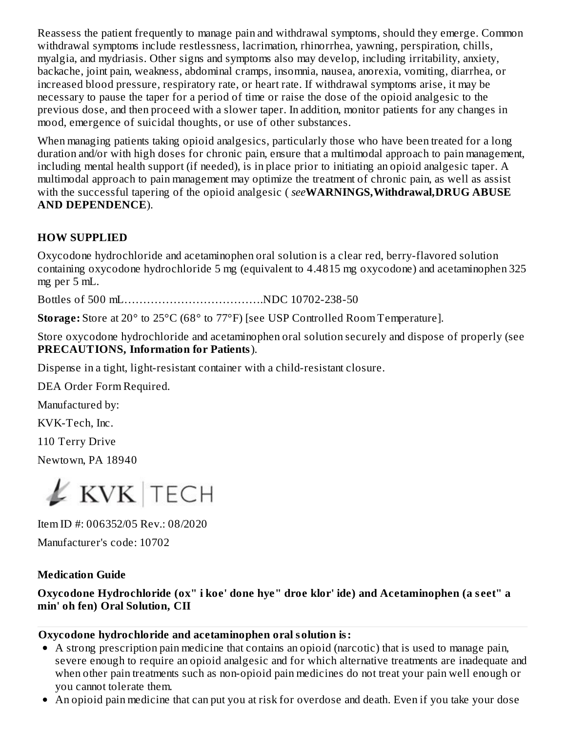Reassess the patient frequently to manage pain and withdrawal symptoms, should they emerge. Common withdrawal symptoms include restlessness, lacrimation, rhinorrhea, yawning, perspiration, chills, myalgia, and mydriasis. Other signs and symptoms also may develop, including irritability, anxiety, backache, joint pain, weakness, abdominal cramps, insomnia, nausea, anorexia, vomiting, diarrhea, or increased blood pressure, respiratory rate, or heart rate. If withdrawal symptoms arise, it may be necessary to pause the taper for a period of time or raise the dose of the opioid analgesic to the previous dose, and then proceed with a slower taper. In addition, monitor patients for any changes in mood, emergence of suicidal thoughts, or use of other substances.

When managing patients taking opioid analgesics, particularly those who have been treated for a long duration and/or with high doses for chronic pain, ensure that a multimodal approach to pain management, including mental health support (if needed), is in place prior to initiating an opioid analgesic taper. A multimodal approach to pain management may optimize the treatment of chronic pain, as well as assist with the successful tapering of the opioid analgesic ( *see* **WARNINGS, Withdrawal, DRUG ABUSE AND DEPENDENCE**).

## HOW SUPPLIED

Oxycodone hydrochloride and acetaminophen oral solution is a clear red, berry-flavored solution containing oxycodone hydrochloride 5 mg (equivalent to 4.4815 mg oxycodone) and acetaminophen 325 mg per 5 mL.

Bottles of 500 mL……………………………….NDC 10702-238-50

**Storage:** Store at 20° to 25°C (68° to 77°F) [see USP Controlled Room Temperature].

Store oxycodone hydrochloride and acetaminophen oral solution securely and dispose of properly (see **PRECAUTIONS, Information for Patients**).

Dispense in a tight, light-resistant container with a child-resistant closure.

DEA Order Form Required.

Manufactured by:

KVK-Tech, Inc.

110 Terry Drive

Newtown, PA 18940

KVK | TECH

Item ID #: 006352/05 Rev.: 08/2020

Manufacturer's code: 10702

## Medication Guide

**Oxycodone Hydrochloride (ox" i koe' done hye" droe klor' ide) and Acetaminophen (a seet" a min' oh fen) Oral Solution, CII**

**Oxycodone hydrochloride and acetaminophen oral solution is:**

- A strong prescription pain medicine that contains an opioid (narcotic) that is used to manage pain, severe enough to require an opioid analgesic and for which alternative treatments are inadequate and when other pain treatments such as non-opioid pain medicines do not treat your pain well enough or you cannot tolerate them.
- An opioid pain medicine that can put you at risk for overdose and death. Even if you take your dose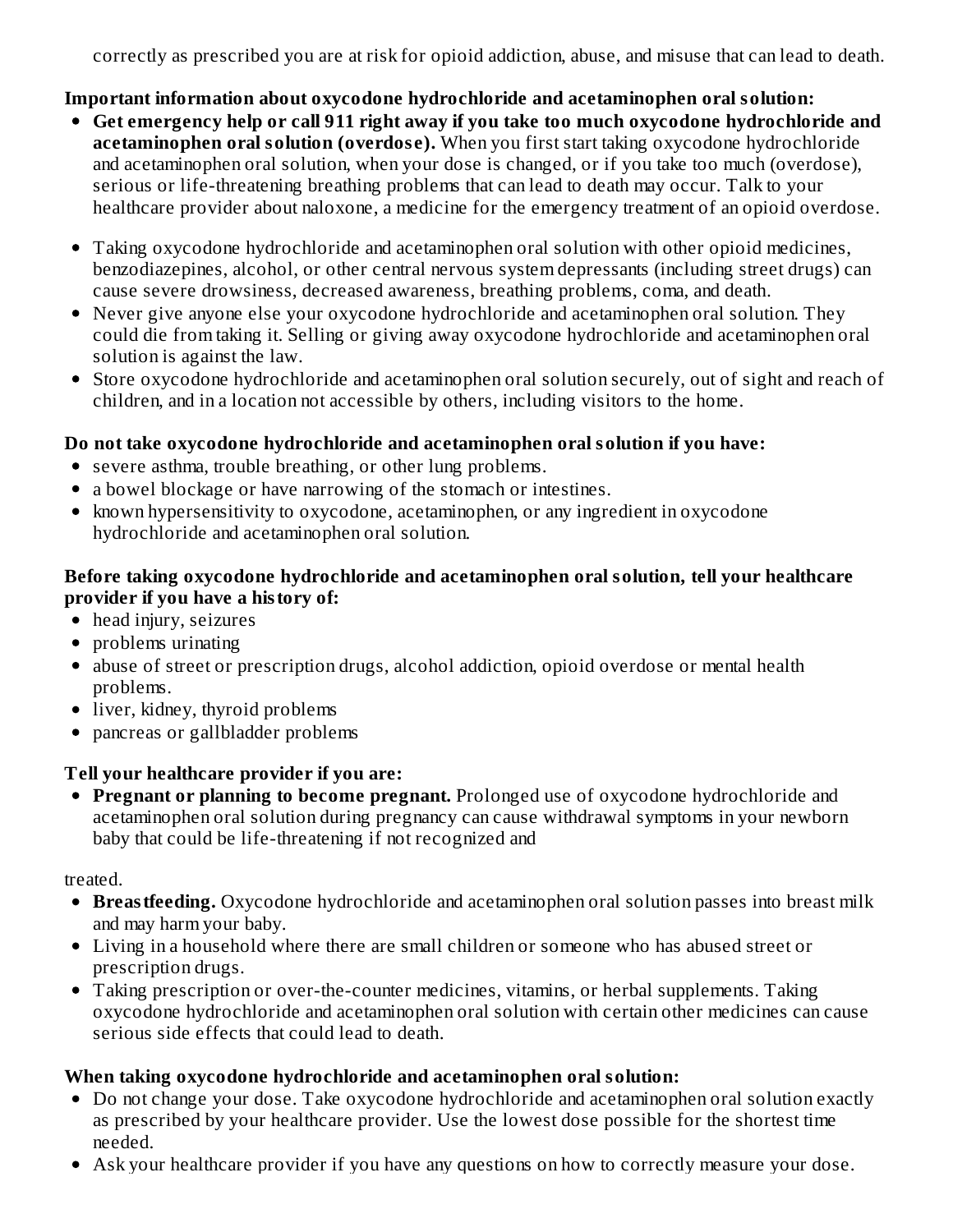correctly as prescribed you are at risk for opioid addiction, abuse, and misuse that can lead to death.

**Important information about oxycodone hydrochloride and acetaminophen oral solution:**

- **Get emergency help or call 911 right away if you take too much oxycodone hydrochloride and acetaminophen oral solution (overdose).** When you first start taking oxycodone hydrochloride and acetaminophen oral solution, when your dose is changed, or if you take too much (overdose), serious or life-threatening breathing problems that can lead to death may occur. Talk to your healthcare provider about naloxone, a medicine for the emergency treatment of an opioid overdose.
- Taking oxycodone hydrochloride and acetaminophen oral solution with other opioid medicines, benzodiazepines, alcohol, or other central nervous system depressants (including street drugs) can cause severe drowsiness, decreased awareness, breathing problems, coma, and death.
- Never give anyone else your oxycodone hydrochloride and acetaminophen oral solution. They could die from taking it. Selling or giving away oxycodone hydrochloride and acetaminophen oral solution is against the law.
- Store oxycodone hydrochloride and acetaminophen oral solution securely, out of sight and reach of children, and in a location not accessible by others, including visitors to the home.

**Do not take oxycodone hydrochloride and acetaminophen oral solution if you have:**

- severe asthma, trouble breathing, or other lung problems.
- a bowel blockage or have narrowing of the stomach or intestines.
- known hypersensitivity to oxycodone, acetaminophen, or any ingredient in oxycodone hydrochloride and acetaminophen oral solution.

**Before taking oxycodone hydrochloride and acetaminophen oral solution, tell your healthcare provider if you have a history of:**

- head injury, seizures
- problems urinating
- abuse of street or prescription drugs, alcohol addiction, opioid overdose or mental health problems.
- liver, kidney, thyroid problems
- pancreas or gallbladder problems

**Tell your healthcare provider if you are:**

- **Pregnant or planning to become pregnant.** Prolonged use of oxycodone hydrochloride and acetaminophen oral solution during pregnancy can cause withdrawal symptoms in your newborn baby that could be life-threatening if not recognized and

treated.

- **Breastfeeding.** Oxycodone hydrochloride and acetaminophen oral solution passes into breast milk and may harm your baby.
- Living in a household where there are small children or someone who has abused street or prescription drugs.
- Taking prescription or over-the-counter medicines, vitamins, or herbal supplements. Taking oxycodone hydrochloride and acetaminophen oral solution with certain other medicines can cause serious side effects that could lead to death.

**When taking oxycodone hydrochloride and acetaminophen oral solution:**

- Do not change your dose. Take oxycodone hydrochloride and acetaminophen oral solution exactly as prescribed by your healthcare provider. Use the lowest dose possible for the shortest time needed.
- Ask your healthcare provider if you have any questions on how to correctly measure your dose.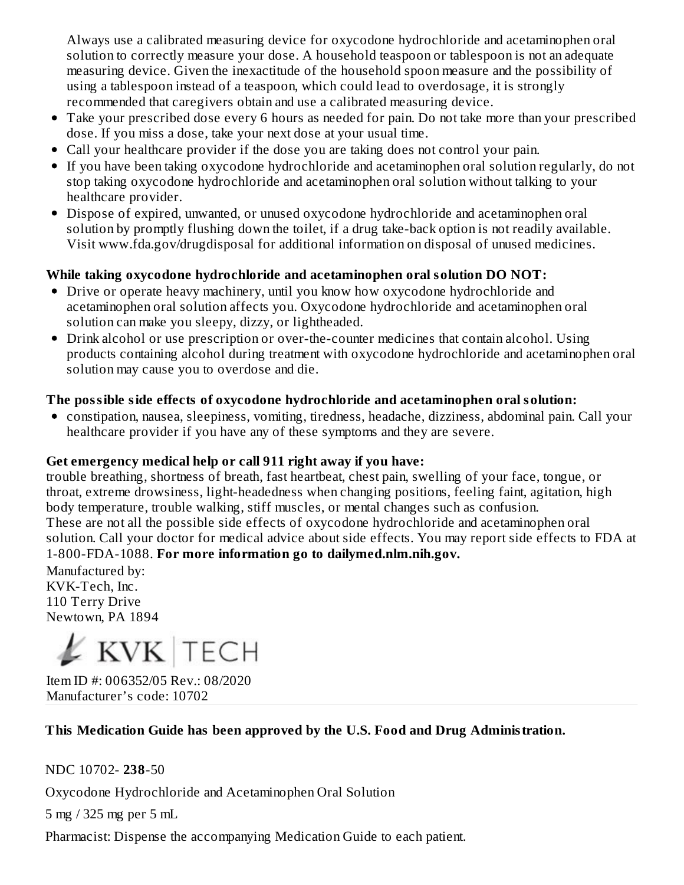Always use a calibrated measuring device for oxycodone hydrochloride and acetaminophen oral solution to correctly measure your dose. A household teaspoon or tablespoon is not an adequate measuring device. Given the inexactitude of the household spoon measure and the possibility of using a tablespoon instead of a teaspoon, which could lead to overdosage, it is strongly recommended that caregivers obtain and use a calibrated measuring device.

- Take your prescribed dose every 6 hours as needed for pain. Do not take more than your prescribed dose. If you miss a dose, take your next dose at your usual time.
- Call your healthcare provider if the dose you are taking does not control your pain.
- If you have been taking oxycodone hydrochloride and acetaminophen oral solution regularly, do not stop taking oxycodone hydrochloride and acetaminophen oral solution without talking to your healthcare provider.
- Dispose of expired, unwanted, or unused oxycodone hydrochloride and acetaminophen oral solution by promptly flushing down the toilet, if a drug take-back option is not readily available. Visit www.fda.gov/drugdisposal for additional information on disposal of unused medicines.

**While taking oxycodone hydrochloride and acetaminophen oral solution DO NOT:**

- Drive or operate heavy machinery, until you know how oxycodone hydrochloride and acetaminophen oral solution affects you. Oxycodone hydrochloride and acetaminophen oral solution can make you sleepy, dizzy, or lightheaded.
- Drink alcohol or use prescription or over-the-counter medicines that contain alcohol. Using products containing alcohol during treatment with oxycodone hydrochloride and acetaminophen oral solution may cause you to overdose and die.

**The possible side effects of oxycodone hydrochloride and acetaminophen oral solution:**

- constipation, nausea, sleepiness, vomiting, tiredness, headache, dizziness, abdominal pain. Call your healthcare provider if you have any of these symptoms and they are severe.

**Get emergency medical help or call 911 right away if you have:**

trouble breathing, shortness of breath, fast heartbeat, chest pain, swelling of your face, tongue, or throat, extreme drowsiness, light-headedness when changing positions, feeling faint, agitation, high body temperature, trouble walking, stiff muscles, or mental changes such as confusion.
These are not all the possible side effects of oxycodone hydrochloride and acetaminophen oral solution. Call your doctor for medical advice about side effects. You may report side effects to FDA at 1-800-FDA-1088. **For more information go to dailymed.nlm.nih.gov.**

Manufactured by:
KVK-Tech, Inc.
110 Terry Drive
Newtown, PA 1894

KVK TECH

Item ID #: 006352/05 Rev.: 08/2020
Manufacturer's code: 10702

**This Medication Guide has been approved by the U.S. Food and Drug Administration.**

NDC 10702- **238**-50

Oxycodone Hydrochloride and Acetaminophen Oral Solution

5 mg / 325 mg per 5 mL

Pharmacist: Dispense the accompanying Medication Guide to each patient.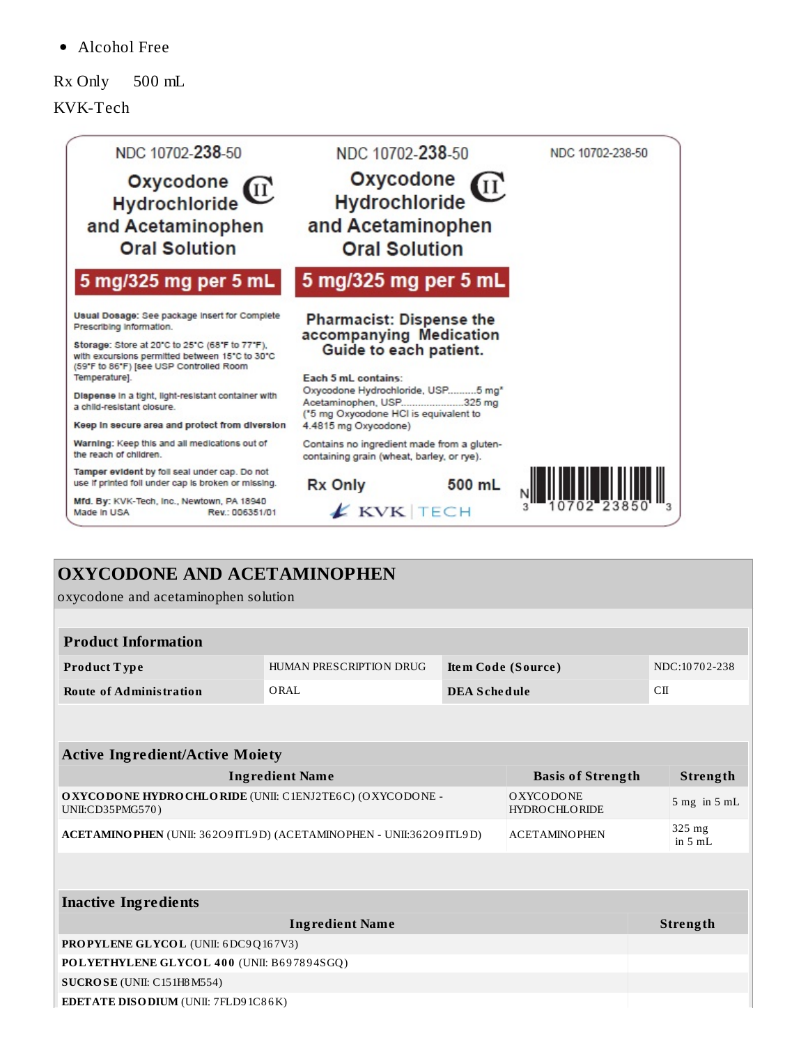- Alcohol Free

Rx Only   500 mL

KVK-Tech

NDC 10702-238-50

Oxycodone Hydrochloride and Acetaminophen Oral Solution CII

5 mg/325 mg per 5 mL

**Usual Dosage:** See package insert for Complete Prescribing Information.

**Storage:** Store at 20°C to 25°C (68°F to 77°F), with excursions permitted between 15°C to 30°C (59°F to 86°F) [see USP Controlled Room Temperature].

**Dispense** in a tight, light-resistant container with a child-resistant closure.

**Keep in secure area and protect from diversion**

**Warning:** Keep this and all medications out of the reach of children.

**Tamper evident** by foil seal under cap. Do not use if printed foil under cap is broken or missing.

**Mfd. By:** KVK-Tech, Inc., Newtown, PA 18940
Made in USA   Rev.: 006351/01

NDC 10702-238-50

Oxycodone Hydrochloride and Acetaminophen Oral Solution CII

5 mg/325 mg per 5 mL

**Pharmacist: Dispense the accompanying Medication Guide to each patient.**

**Each 5 mL contains:**
Oxycodone Hydrochloride, USP..........5 mg*
Acetaminophen, USP......................325 mg
(*5 mg Oxycodone HCl is equivalent to 4.4815 mg Oxycodone)

Contains no ingredient made from a gluten-containing grain (wheat, barley, or rye).

Rx Only   500 mL

KVK | TECH

NDC 10702-238-50

N 3 10702 23850 3

# OXYCODONE AND ACETAMINOPHEN

oxycodone and acetaminophen solution

| Product Information | | | |
|---|---|---|---|
| **Product Type** | HUMAN PRESCRIPTION DRUG | **Item Code (Source)** | NDC:10702-238 |
| **Route of Administration** | ORAL | **DEA Schedule** | CII |

| Active Ingredient/Active Moiety | | |
|---|---|---|
| **Ingredient Name** | **Basis of Strength** | **Strength** |
| **OXYCODONE HYDROCHLORIDE** (UNII: C1ENJ2TE6C) (OXYCODONE - UNII:CD35PMG570) | OXYCODONE HYDROCHLORIDE | 5 mg in 5 mL |
| **ACETAMINOPHEN** (UNII: 362O9ITL9D) (ACETAMINOPHEN - UNII:362O9ITL9D) | ACETAMINOPHEN | 325 mg in 5 mL |

| Inactive Ingredients | |
|---|---|
| **Ingredient Name** | **Strength** |
| **PROPYLENE GLYCOL** (UNII: 6DC9Q167V3) | |
| **POLYETHYLENE GLYCOL 400** (UNII: B697894SGQ) | |
| **SUCROSE** (UNII: C151H8M554) | |
| **EDETATE DISODIUM** (UNII: 7FLD91C86K) | |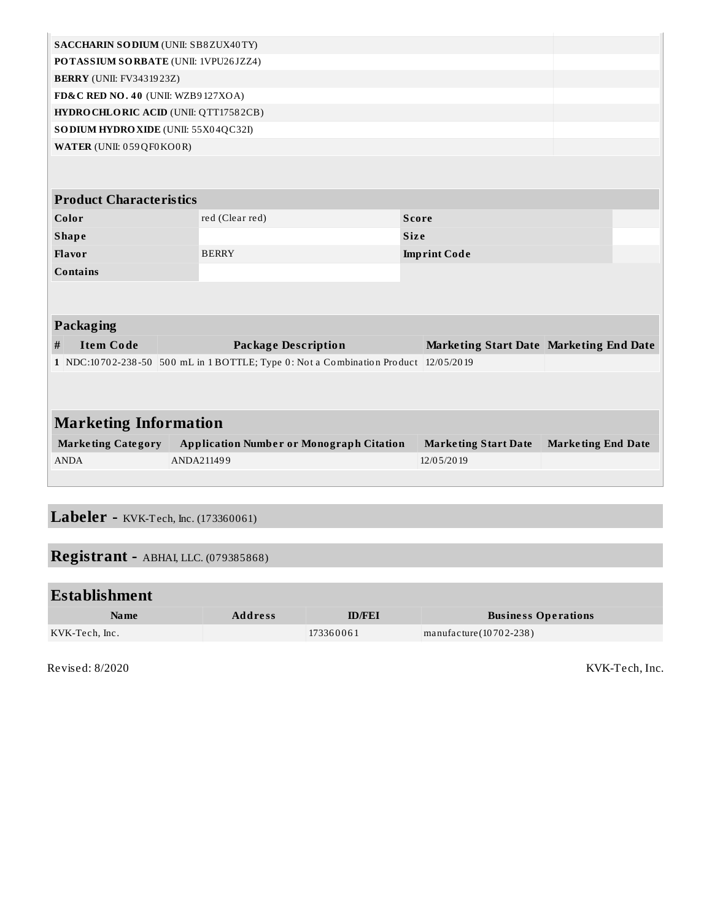| | |
|---|---|
| **SACCHARIN SODIUM** (UNII: SB8ZUX40TY) | |
| **POTASSIUM SORBATE** (UNII: 1VPU26JZZ4) | |
| **BERRY** (UNII: FV3431923Z) | |
| **FD&C RED NO. 40** (UNII: WZB9127XOA) | |
| **HYDROCHLORIC ACID** (UNII: QTT17582CB) | |
| **SODIUM HYDROXIDE** (UNII: 55X04QC32I) | |
| **WATER** (UNII: 059QF0KO0R) | |

| Product Characteristics | | | |
|---|---|---|---|
| **Color** | red (Clear red) | **Score** | |
| **Shape** | | **Size** | |
| **Flavor** | BERRY | **Imprint Code** | |
| **Contains** | | | |

| Packaging | | | | |
|---|---|---|---|---|
| **#** | **Item Code** | **Package Description** | **Marketing Start Date** | **Marketing End Date** |
| 1 | NDC:10702-238-50 | 500 mL in 1 BOTTLE; Type 0: Not a Combination Product | 12/05/2019 | |

## Marketing Information

| Marketing Category | Application Number or Monograph Citation | Marketing Start Date | Marketing End Date |
|---|---|---|---|
| ANDA | ANDA211499 | 12/05/2019 | |

## Labeler - KVK-Tech, Inc. (173360061)

## Registrant - ABHAI, LLC. (079385868)

## Establishment

| Name | Address | ID/FEI | Business Operations |
|---|---|---|---|
| KVK-Tech, Inc. | | 173360061 | manufacture(10702-238) |

Revised: 8/2020

KVK-Tech, Inc.